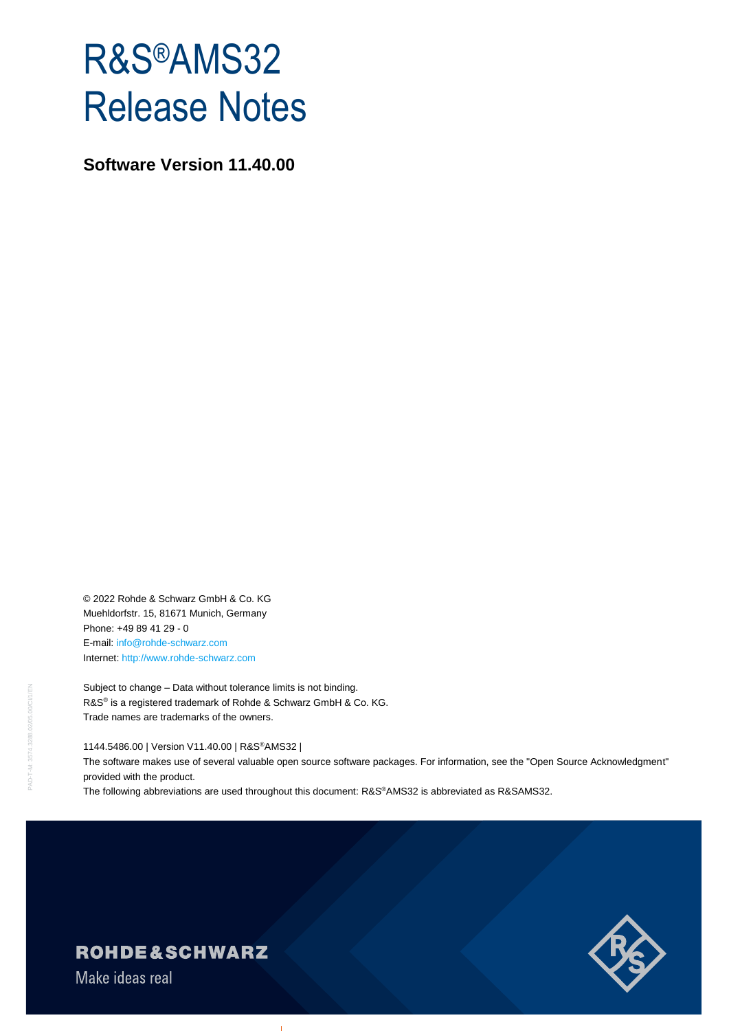# R&S®AMS32 Release Notes

**Software Version 11.40.00**

© 2022 Rohde & Schwarz GmbH & Co. KG
Muehldorfstr. 15, 81671 Munich, Germany
Phone: +49 89 41 29 - 0
E-mail: info@rohde-schwarz.com
Internet: http://www.rohde-schwarz.com

Subject to change – Data without tolerance limits is not binding.
R&S® is a registered trademark of Rohde & Schwarz GmbH & Co. KG.
Trade names are trademarks of the owners.

1144.5486.00 | Version V11.40.00 | R&S®AMS32 |
The software makes use of several valuable open source software packages. For information, see the "Open Source Acknowledgment" provided with the product.
The following abbreviations are used throughout this document: R&S®AMS32 is abbreviated as R&SAMS32.

ROHDE&SCHWARZ
Make ideas real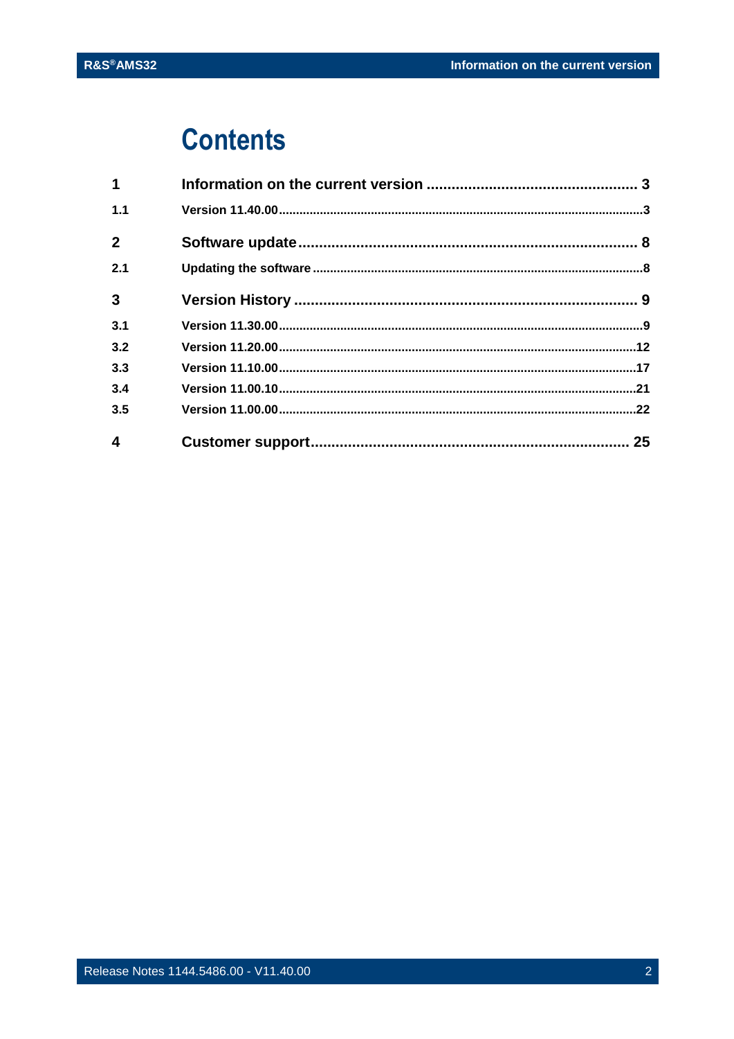# Contents

| | | |
|---|---|---|
| **1** | **Information on the current version** | **3** |
| 1.1 | Version 11.40.00 | 3 |
| **2** | **Software update** | **8** |
| 2.1 | Updating the software | 8 |
| **3** | **Version History** | **9** |
| 3.1 | Version 11.30.00 | 9 |
| 3.2 | Version 11.20.00 | 12 |
| 3.3 | Version 11.10.00 | 17 |
| 3.4 | Version 11.00.10 | 21 |
| 3.5 | Version 11.00.00 | 22 |
| **4** | **Customer support** | **25** |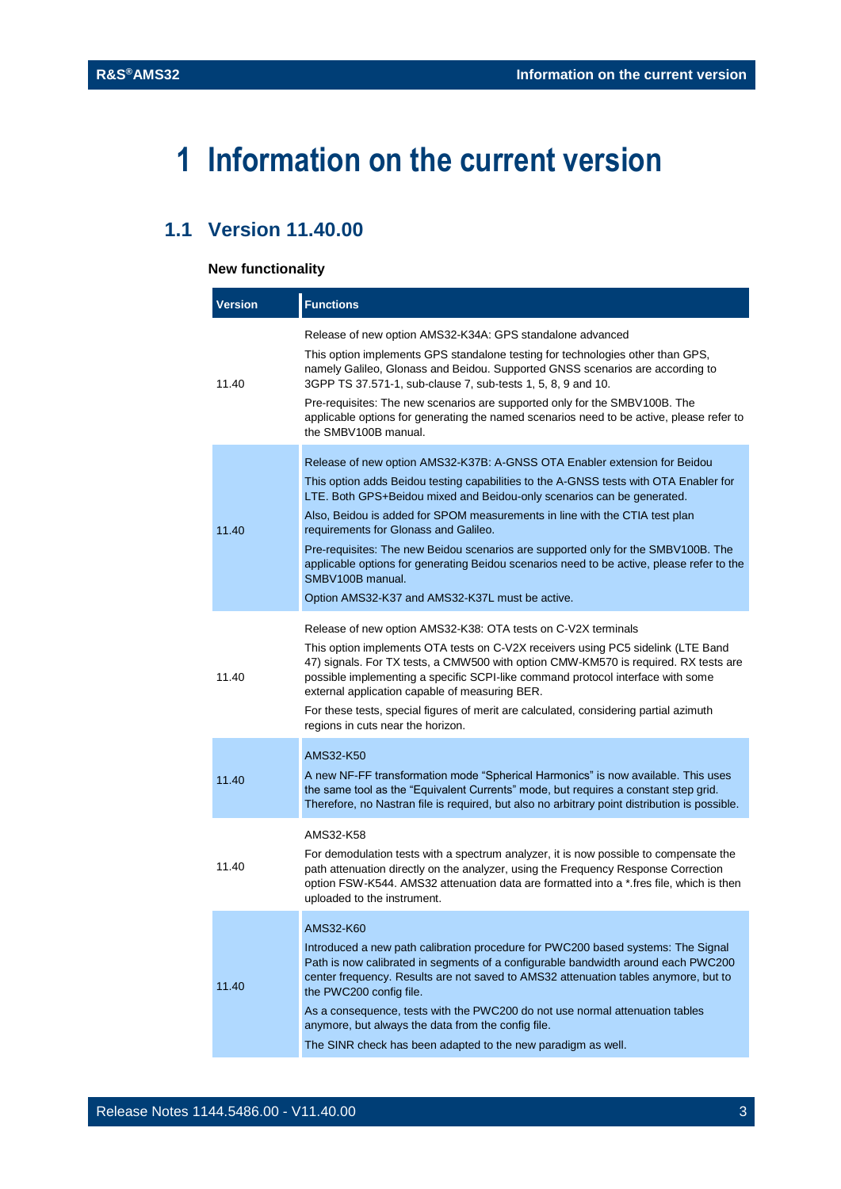// Note: a few cells keep multiple paragraphs from the source, separated with <br><br> inside the cell.

# 1 Information on the current version

## 1.1 Version 11.40.00

**New functionality**

| Version | Functions |
|---|---|
| 11.40 | Release of new option AMS32-K34A: GPS standalone advanced<br><br>This option implements GPS standalone testing for technologies other than GPS, namely Galileo, Glonass and Beidou. Supported GNSS scenarios are according to 3GPP TS 37.571-1, sub-clause 7, sub-tests 1, 5, 8, 9 and 10.<br><br>Pre-requisites: The new scenarios are supported only for the SMBV100B. The applicable options for generating the named scenarios need to be active, please refer to the SMBV100B manual. |
| 11.40 | Release of new option AMS32-K37B: A-GNSS OTA Enabler extension for Beidou<br><br>This option adds Beidou testing capabilities to the A-GNSS tests with OTA Enabler for LTE. Both GPS+Beidou mixed and Beidou-only scenarios can be generated.<br><br>Also, Beidou is added for SPOM measurements in line with the CTIA test plan requirements for Glonass and Galileo.<br><br>Pre-requisites: The new Beidou scenarios are supported only for the SMBV100B. The applicable options for generating Beidou scenarios need to be active, please refer to the SMBV100B manual.<br><br>Option AMS32-K37 and AMS32-K37L must be active. |
| 11.40 | Release of new option AMS32-K38: OTA tests on C-V2X terminals<br><br>This option implements OTA tests on C-V2X receivers using PC5 sidelink (LTE Band 47) signals. For TX tests, a CMW500 with option CMW-KM570 is required. RX tests are possible implementing a specific SCPI-like command protocol interface with some external application capable of measuring BER.<br><br>For these tests, special figures of merit are calculated, considering partial azimuth regions in cuts near the horizon. |
| 11.40 | AMS32-K50<br><br>A new NF-FF transformation mode "Spherical Harmonics" is now available. This uses the same tool as the "Equivalent Currents" mode, but requires a constant step grid. Therefore, no Nastran file is required, but also no arbitrary point distribution is possible. |
| 11.40 | AMS32-K58<br><br>For demodulation tests with a spectrum analyzer, it is now possible to compensate the path attenuation directly on the analyzer, using the Frequency Response Correction option FSW-K544. AMS32 attenuation data are formatted into a *.fres file, which is then uploaded to the instrument. |
| 11.40 | AMS32-K60<br><br>Introduced a new path calibration procedure for PWC200 based systems: The Signal Path is now calibrated in segments of a configurable bandwidth around each PWC200 center frequency. Results are not saved to AMS32 attenuation tables anymore, but to the PWC200 config file.<br><br>As a consequence, tests with the PWC200 do not use normal attenuation tables anymore, but always the data from the config file.<br><br>The SINR check has been adapted to the new paradigm as well. |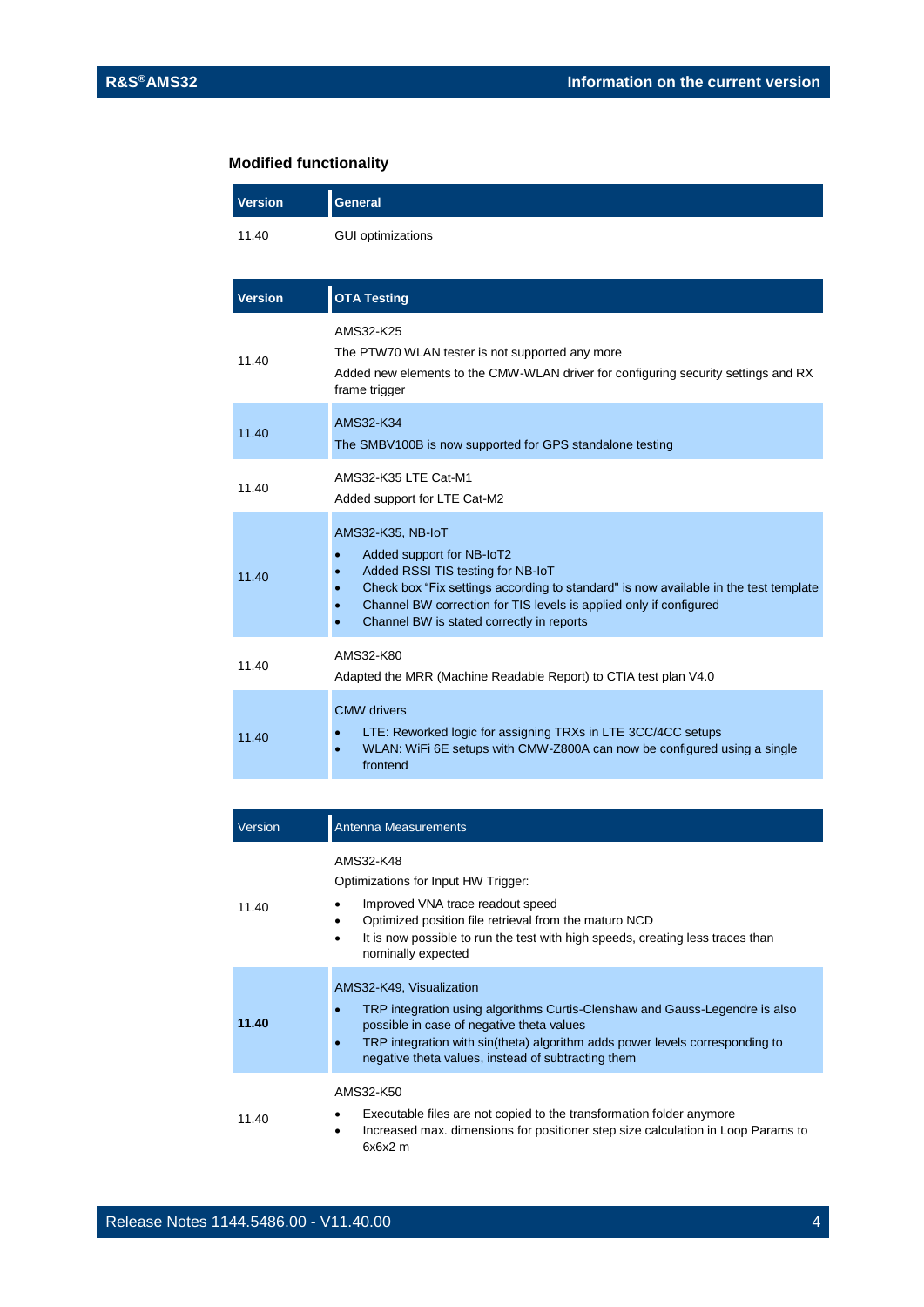### Modified functionality

| Version | General |
|---|---|
| 11.40 | GUI optimizations |

| Version | OTA Testing |
|---|---|
| 11.40 | AMS32-K25<br>The PTW70 WLAN tester is not supported any more<br>Added new elements to the CMW-WLAN driver for configuring security settings and RX frame trigger |
| 11.40 | AMS32-K34<br>The SMBV100B is now supported for GPS standalone testing |
| 11.40 | AMS32-K35 LTE Cat-M1<br>Added support for LTE Cat-M2 |
| 11.40 | AMS32-K35, NB-IoT<br>• Added support for NB-IoT2<br>• Added RSSI TIS testing for NB-IoT<br>• Check box “Fix settings according to standard" is now available in the test template<br>• Channel BW correction for TIS levels is applied only if configured<br>• Channel BW is stated correctly in reports |
| 11.40 | AMS32-K80<br>Adapted the MRR (Machine Readable Report) to CTIA test plan V4.0 |
| 11.40 | CMW drivers<br>• LTE: Reworked logic for assigning TRXs in LTE 3CC/4CC setups<br>• WLAN: WiFi 6E setups with CMW-Z800A can now be configured using a single frontend |

| Version | Antenna Measurements |
|---|---|
| 11.40 | AMS32-K48<br>Optimizations for Input HW Trigger:<br>• Improved VNA trace readout speed<br>• Optimized position file retrieval from the maturo NCD<br>• It is now possible to run the test with high speeds, creating less traces than nominally expected |
| **11.40** | AMS32-K49, Visualization<br>• TRP integration using algorithms Curtis-Clenshaw and Gauss-Legendre is also possible in case of negative theta values<br>• TRP integration with sin(theta) algorithm adds power levels corresponding to negative theta values, instead of subtracting them |
| 11.40 | AMS32-K50<br>• Executable files are not copied to the transformation folder anymore<br>• Increased max. dimensions for positioner step size calculation in Loop Params to 6x6x2 m |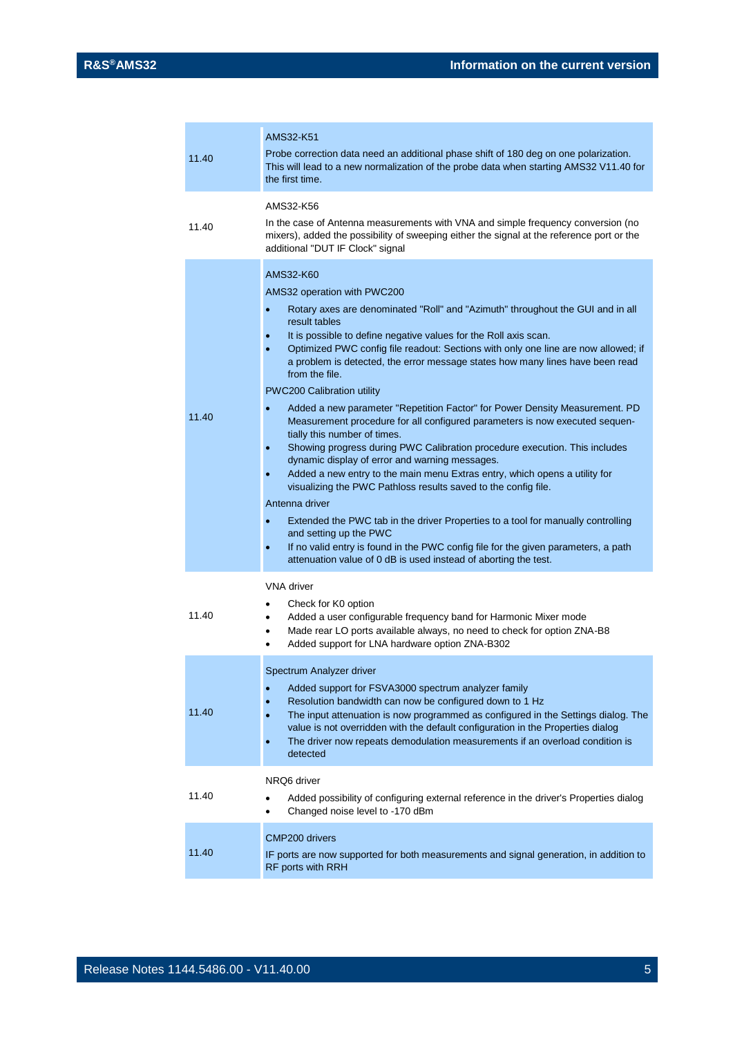| Version | Description |
|---|---|
| 11.40 | AMS32-K51<br>Probe correction data need an additional phase shift of 180 deg on one polarization. This will lead to a new normalization of the probe data when starting AMS32 V11.40 for the first time. |
| 11.40 | AMS32-K56<br>In the case of Antenna measurements with VNA and simple frequency conversion (no mixers), added the possibility of sweeping either the signal at the reference port or the additional "DUT IF Clock" signal |
| 11.40 | AMS32-K60<br>AMS32 operation with PWC200<br>• Rotary axes are denominated "Roll" and "Azimuth" throughout the GUI and in all result tables<br>• It is possible to define negative values for the Roll axis scan.<br>• Optimized PWC config file readout: Sections with only one line are now allowed; if a problem is detected, the error message states how many lines have been read from the file.<br>PWC200 Calibration utility<br>• Added a new parameter "Repetition Factor" for Power Density Measurement. PD Measurement procedure for all configured parameters is now executed sequentially this number of times.<br>• Showing progress during PWC Calibration procedure execution. This includes dynamic display of error and warning messages.<br>• Added a new entry to the main menu Extras entry, which opens a utility for visualizing the PWC Pathloss results saved to the config file.<br>Antenna driver<br>• Extended the PWC tab in the driver Properties to a tool for manually controlling and setting up the PWC<br>• If no valid entry is found in the PWC config file for the given parameters, a path attenuation value of 0 dB is used instead of aborting the test. |
| 11.40 | VNA driver<br>• Check for K0 option<br>• Added a user configurable frequency band for Harmonic Mixer mode<br>• Made rear LO ports available always, no need to check for option ZNA-B8<br>• Added support for LNA hardware option ZNA-B302 |
| 11.40 | Spectrum Analyzer driver<br>• Added support for FSVA3000 spectrum analyzer family<br>• Resolution bandwidth can now be configured down to 1 Hz<br>• The input attenuation is now programmed as configured in the Settings dialog. The value is not overridden with the default configuration in the Properties dialog<br>• The driver now repeats demodulation measurements if an overload condition is detected |
| 11.40 | NRQ6 driver<br>• Added possibility of configuring external reference in the driver's Properties dialog<br>• Changed noise level to -170 dBm |
| 11.40 | CMP200 drivers<br>IF ports are now supported for both measurements and signal generation, in addition to RF ports with RRH |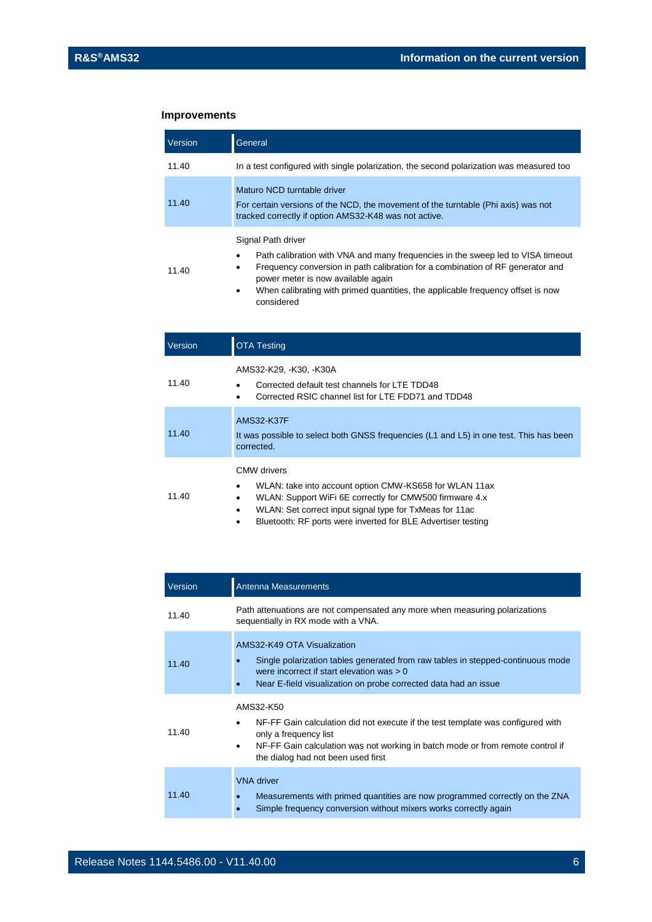### Improvements

| Version | General |
|---|---|
| 11.40 | In a test configured with single polarization, the second polarization was measured too |
| 11.40 | Maturo NCD turntable driver<br>For certain versions of the NCD, the movement of the turntable (Phi axis) was not tracked correctly if option AMS32-K48 was not active. |
| 11.40 | Signal Path driver<br>• Path calibration with VNA and many frequencies in the sweep led to VISA timeout<br>• Frequency conversion in path calibration for a combination of RF generator and power meter is now available again<br>• When calibrating with primed quantities, the applicable frequency offset is now considered |

| Version | OTA Testing |
|---|---|
| 11.40 | AMS32-K29, -K30, -K30A<br>• Corrected default test channels for LTE TDD48<br>• Corrected RSIC channel list for LTE FDD71 and TDD48 |
| 11.40 | AMS32-K37F<br>It was possible to select both GNSS frequencies (L1 and L5) in one test. This has been corrected. |
| 11.40 | CMW drivers<br>• WLAN: take into account option CMW-KS658 for WLAN 11ax<br>• WLAN: Support WiFi 6E correctly for CMW500 firmware 4.x<br>• WLAN: Set correct input signal type for TxMeas for 11ac<br>• Bluetooth: RF ports were inverted for BLE Advertiser testing |

| Version | Antenna Measurements |
|---|---|
| 11.40 | Path attenuations are not compensated any more when measuring polarizations sequentially in RX mode with a VNA. |
| 11.40 | AMS32-K49 OTA Visualization<br>• Single polarization tables generated from raw tables in stepped-continuous mode were incorrect if start elevation was > 0<br>• Near E-field visualization on probe corrected data had an issue |
| 11.40 | AMS32-K50<br>• NF-FF Gain calculation did not execute if the test template was configured with only a frequency list<br>• NF-FF Gain calculation was not working in batch mode or from remote control if the dialog had not been used first |
| 11.40 | VNA driver<br>• Measurements with primed quantities are now programmed correctly on the ZNA<br>• Simple frequency conversion without mixers works correctly again |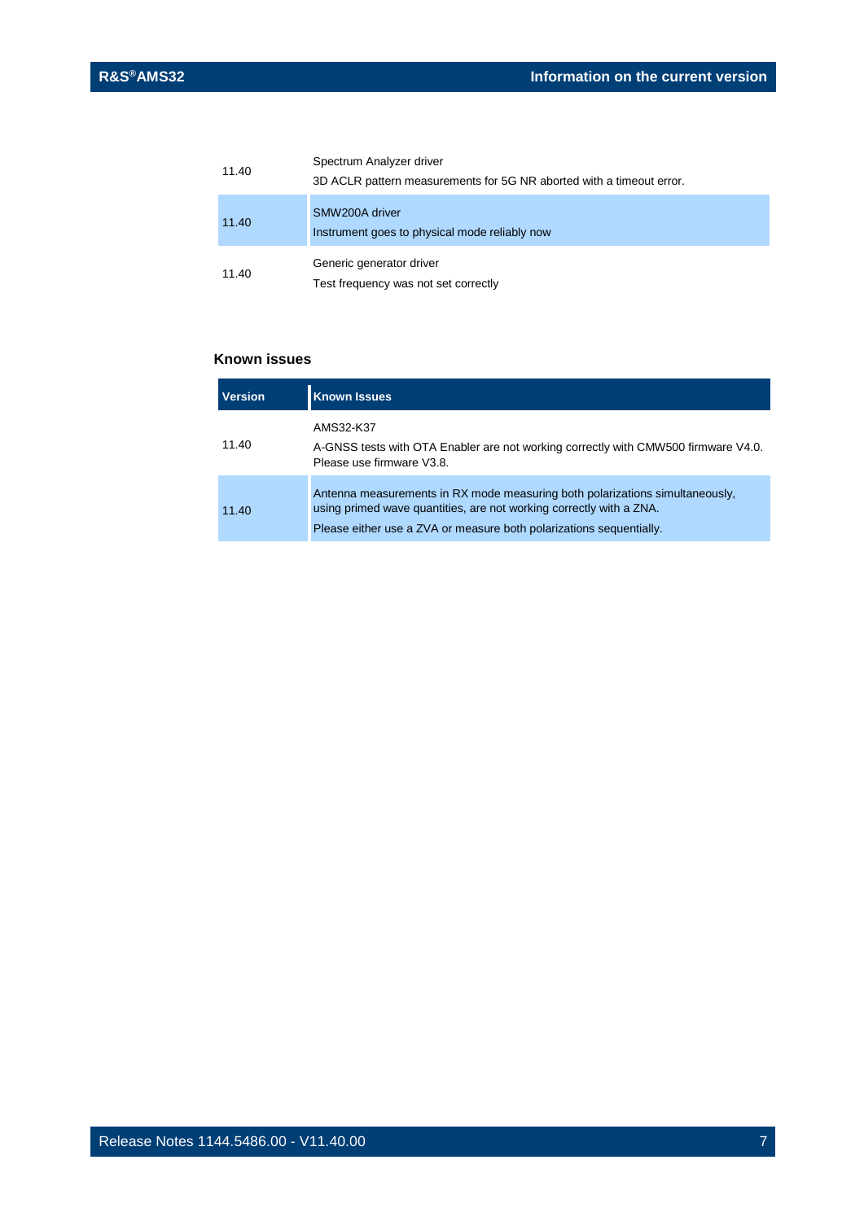| | |
|---|---|
| 11.40 | Spectrum Analyzer driver<br>3D ACLR pattern measurements for 5G NR aborted with a timeout error. |
| 11.40 | SMW200A driver<br>Instrument goes to physical mode reliably now |
| 11.40 | Generic generator driver<br>Test frequency was not set correctly |

### Known issues

| Version | Known Issues |
|---|---|
| 11.40 | AMS32-K37<br>A-GNSS tests with OTA Enabler are not working correctly with CMW500 firmware V4.0. Please use firmware V3.8. |
| 11.40 | Antenna measurements in RX mode measuring both polarizations simultaneously, using primed wave quantities, are not working correctly with a ZNA.<br>Please either use a ZVA or measure both polarizations sequentially. |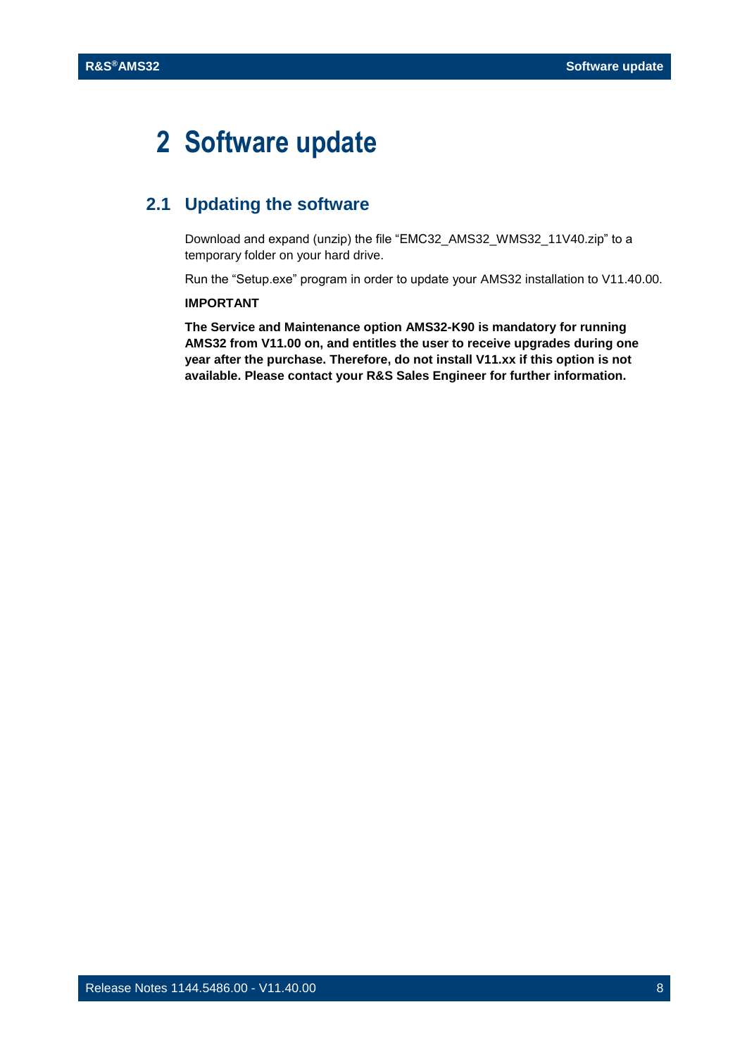# 2 Software update

## 2.1 Updating the software

Download and expand (unzip) the file “EMC32_AMS32_WMS32_11V40.zip” to a temporary folder on your hard drive.

Run the “Setup.exe” program in order to update your AMS32 installation to V11.40.00.

**IMPORTANT**

**The Service and Maintenance option AMS32-K90 is mandatory for running AMS32 from V11.00 on, and entitles the user to receive upgrades during one year after the purchase. Therefore, do not install V11.xx if this option is not available. Please contact your R&S Sales Engineer for further information.**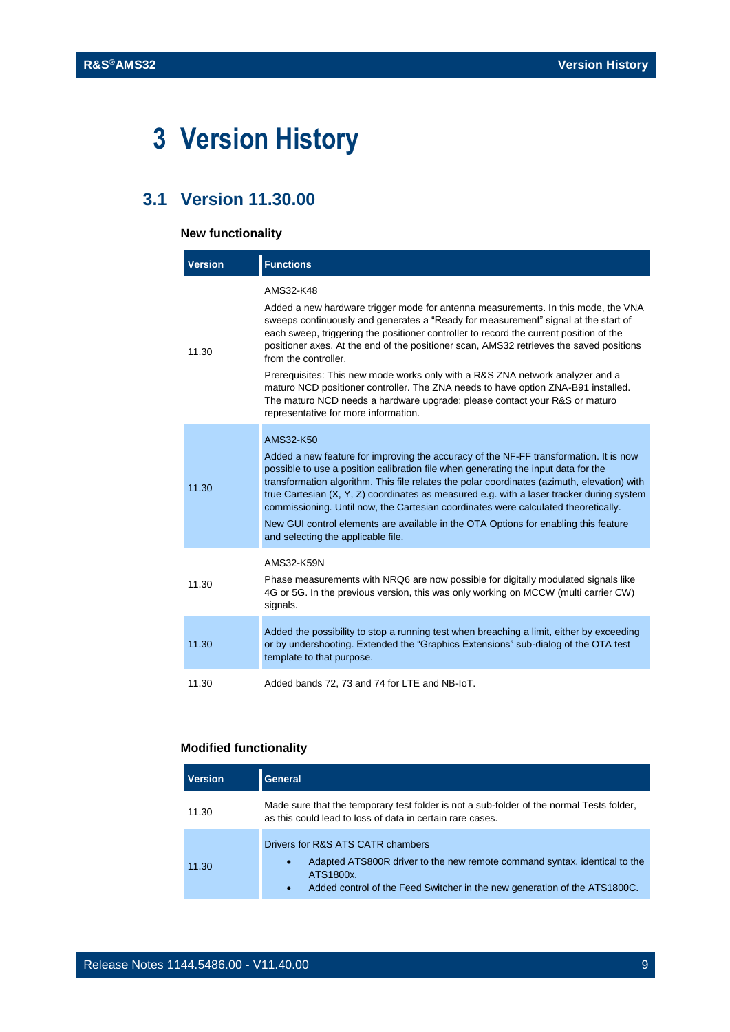# 3 Version History

## 3.1 Version 11.30.00

### New functionality

| Version | Functions |
|---|---|
| 11.30 | AMS32-K48<br><br>Added a new hardware trigger mode for antenna measurements. In this mode, the VNA sweeps continuously and generates a "Ready for measurement" signal at the start of each sweep, triggering the positioner controller to record the current position of the positioner axes. At the end of the positioner scan, AMS32 retrieves the saved positions from the controller.<br><br>Prerequisites: This new mode works only with a R&S ZNA network analyzer and a maturo NCD positioner controller. The ZNA needs to have option ZNA-B91 installed. The maturo NCD needs a hardware upgrade; please contact your R&S or maturo representative for more information. |
| 11.30 | AMS32-K50<br><br>Added a new feature for improving the accuracy of the NF-FF transformation. It is now possible to use a position calibration file when generating the input data for the transformation algorithm. This file relates the polar coordinates (azimuth, elevation) with true Cartesian (X, Y, Z) coordinates as measured e.g. with a laser tracker during system commissioning. Until now, the Cartesian coordinates were calculated theoretically.<br><br>New GUI control elements are available in the OTA Options for enabling this feature and selecting the applicable file. |
| 11.30 | AMS32-K59N<br><br>Phase measurements with NRQ6 are now possible for digitally modulated signals like 4G or 5G. In the previous version, this was only working on MCCW (multi carrier CW) signals. |
| 11.30 | Added the possibility to stop a running test when breaching a limit, either by exceeding or by undershooting. Extended the "Graphics Extensions" sub-dialog of the OTA test template to that purpose. |
| 11.30 | Added bands 72, 73 and 74 for LTE and NB-IoT. |

### Modified functionality

| Version | General |
|---|---|
| 11.30 | Made sure that the temporary test folder is not a sub-folder of the normal Tests folder, as this could lead to loss of data in certain rare cases. |
| 11.30 | Drivers for R&S ATS CATR chambers<br><br>• Adapted ATS800R driver to the new remote command syntax, identical to the ATS1800x.<br>• Added control of the Feed Switcher in the new generation of the ATS1800C. |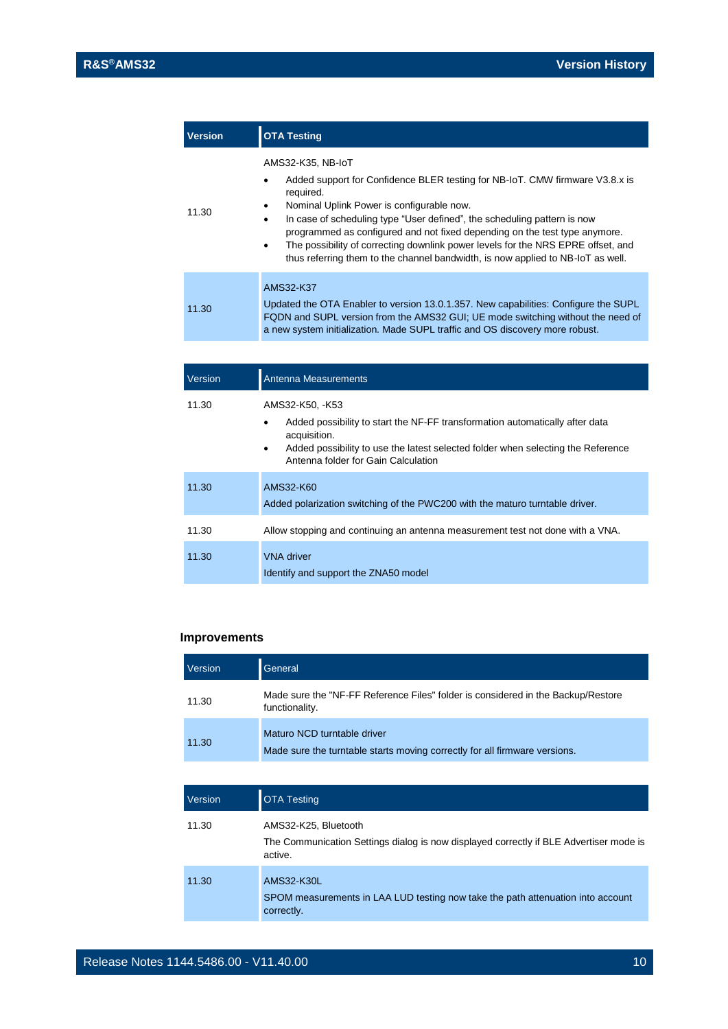| Version | OTA Testing |
|---|---|
| 11.30 | AMS32-K35, NB-IoT<br>• Added support for Confidence BLER testing for NB-IoT. CMW firmware V3.8.x is required.<br>• Nominal Uplink Power is configurable now.<br>• In case of scheduling type "User defined", the scheduling pattern is now programmed as configured and not fixed depending on the test type anymore.<br>• The possibility of correcting downlink power levels for the NRS EPRE offset, and thus referring them to the channel bandwidth, is now applied to NB-IoT as well. |
| 11.30 | AMS32-K37<br>Updated the OTA Enabler to version 13.0.1.357. New capabilities: Configure the SUPL FQDN and SUPL version from the AMS32 GUI; UE mode switching without the need of a new system initialization. Made SUPL traffic and OS discovery more robust. |

| Version | Antenna Measurements |
|---|---|
| 11.30 | AMS32-K50, -K53<br>• Added possibility to start the NF-FF transformation automatically after data acquisition.<br>• Added possibility to use the latest selected folder when selecting the Reference Antenna folder for Gain Calculation |
| 11.30 | AMS32-K60<br>Added polarization switching of the PWC200 with the maturo turntable driver. |
| 11.30 | Allow stopping and continuing an antenna measurement test not done with a VNA. |
| 11.30 | VNA driver<br>Identify and support the ZNA50 model |

### Improvements

| Version | General |
|---|---|
| 11.30 | Made sure the "NF-FF Reference Files" folder is considered in the Backup/Restore functionality. |
| 11.30 | Maturo NCD turntable driver<br>Made sure the turntable starts moving correctly for all firmware versions. |

| Version | OTA Testing |
|---|---|
| 11.30 | AMS32-K25, Bluetooth<br>The Communication Settings dialog is now displayed correctly if BLE Advertiser mode is active. |
| 11.30 | AMS32-K30L<br>SPOM measurements in LAA LUD testing now take the path attenuation into account correctly. |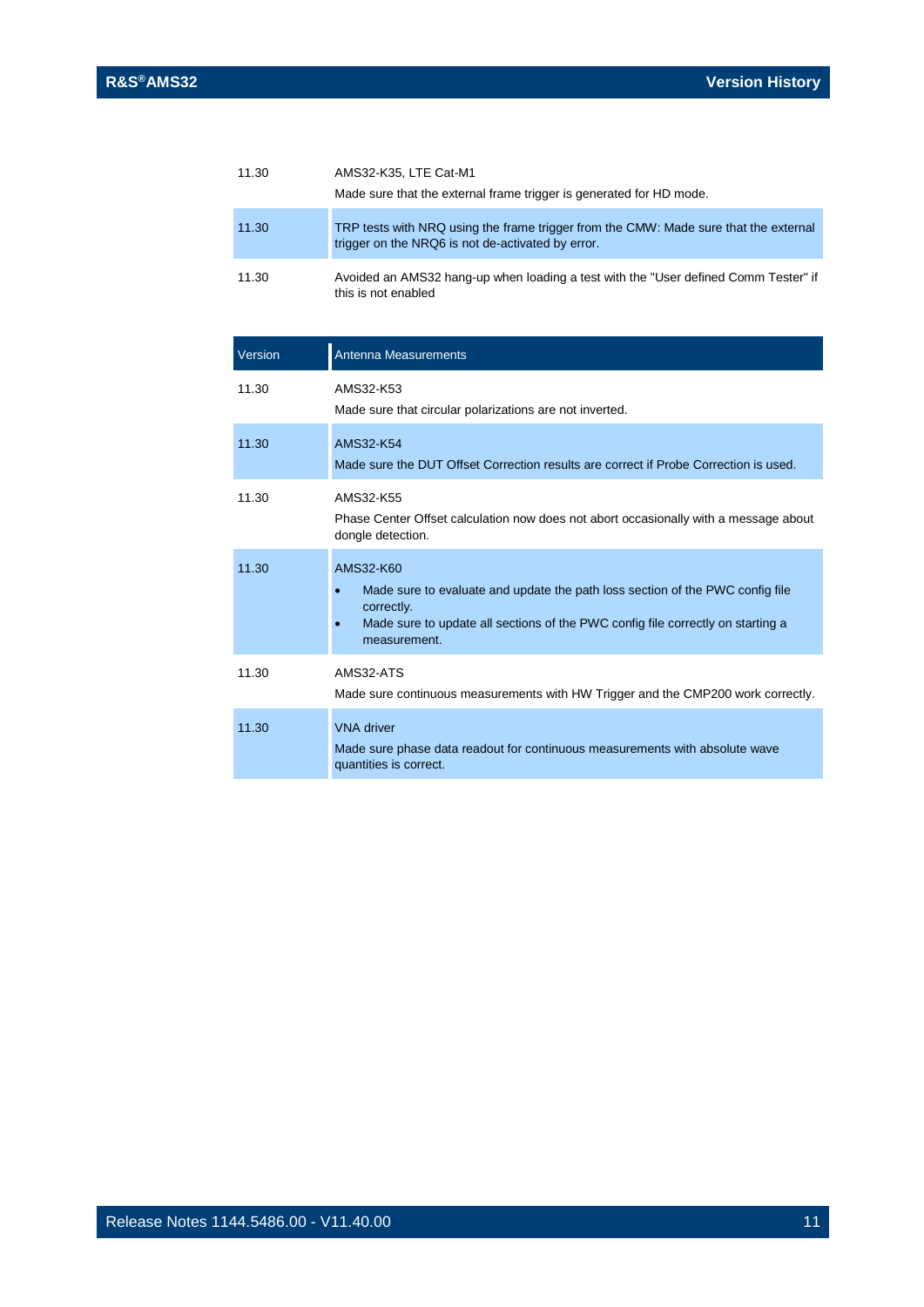| | |
|---|---|
| 11.30 | AMS32-K35, LTE Cat-M1<br>Made sure that the external frame trigger is generated for HD mode. |
| 11.30 | TRP tests with NRQ using the frame trigger from the CMW: Made sure that the external trigger on the NRQ6 is not de-activated by error. |
| 11.30 | Avoided an AMS32 hang-up when loading a test with the "User defined Comm Tester" if this is not enabled |

| Version | Antenna Measurements |
|---|---|
| 11.30 | AMS32-K53<br>Made sure that circular polarizations are not inverted. |
| 11.30 | AMS32-K54<br>Made sure the DUT Offset Correction results are correct if Probe Correction is used. |
| 11.30 | AMS32-K55<br>Phase Center Offset calculation now does not abort occasionally with a message about dongle detection. |
| 11.30 | AMS32-K60<br>• Made sure to evaluate and update the path loss section of the PWC config file correctly.<br>• Made sure to update all sections of the PWC config file correctly on starting a measurement. |
| 11.30 | AMS32-ATS<br>Made sure continuous measurements with HW Trigger and the CMP200 work correctly. |
| 11.30 | VNA driver<br>Made sure phase data readout for continuous measurements with absolute wave quantities is correct. |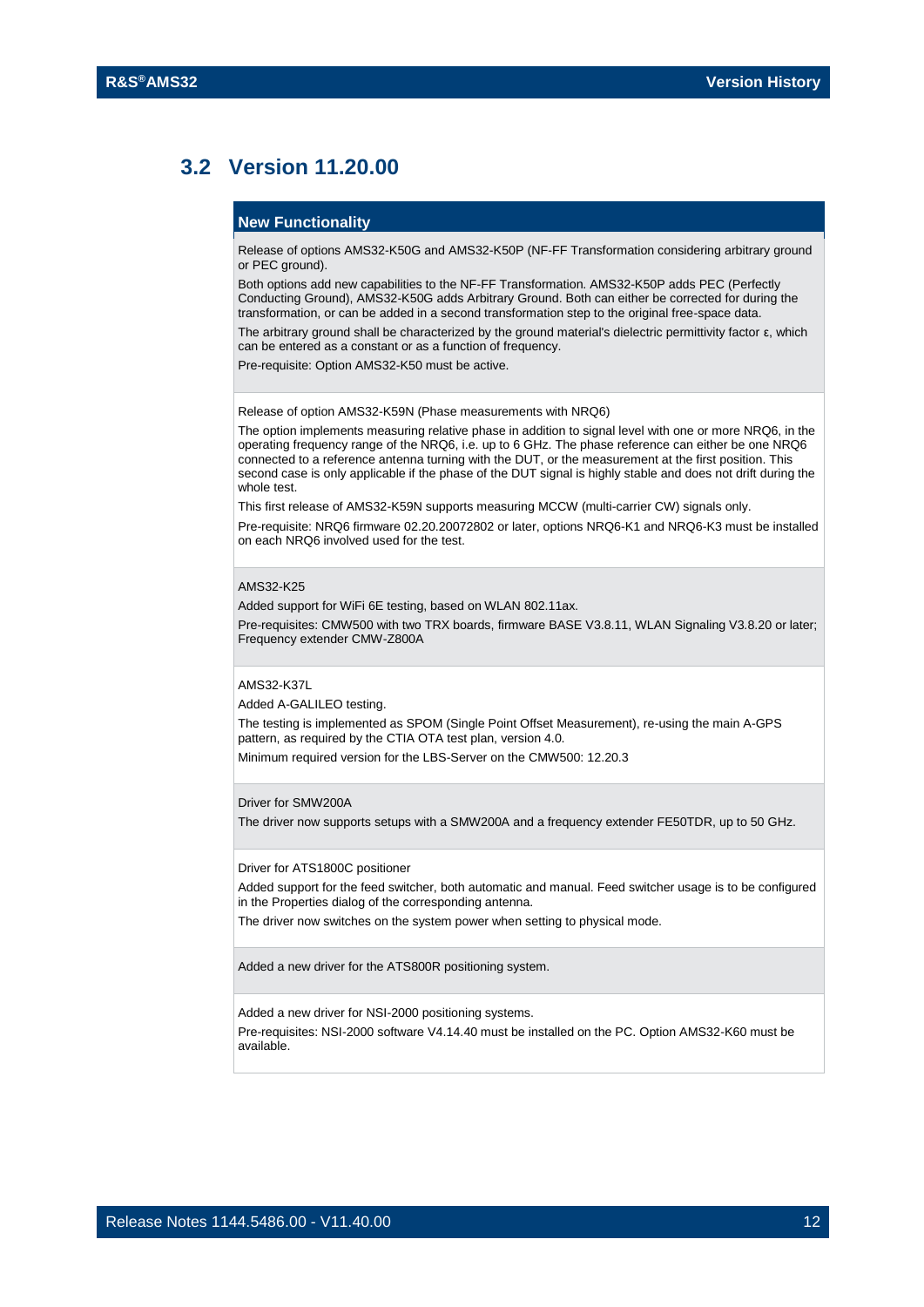## 3.2 Version 11.20.00

| New Functionality |
|---|
| Release of options AMS32-K50G and AMS32-K50P (NF-FF Transformation considering arbitrary ground or PEC ground).<br><br>Both options add new capabilities to the NF-FF Transformation. AMS32-K50P adds PEC (Perfectly Conducting Ground), AMS32-K50G adds Arbitrary Ground. Both can either be corrected for during the transformation, or can be added in a second transformation step to the original free-space data.<br><br>The arbitrary ground shall be characterized by the ground material's dielectric permittivity factor ε, which can be entered as a constant or as a function of frequency.<br><br>Pre-requisite: Option AMS32-K50 must be active. |
| Release of option AMS32-K59N (Phase measurements with NRQ6)<br><br>The option implements measuring relative phase in addition to signal level with one or more NRQ6, in the operating frequency range of the NRQ6, i.e. up to 6 GHz. The phase reference can either be one NRQ6 connected to a reference antenna turning with the DUT, or the measurement at the first position. This second case is only applicable if the phase of the DUT signal is highly stable and does not drift during the whole test.<br><br>This first release of AMS32-K59N supports measuring MCCW (multi-carrier CW) signals only.<br><br>Pre-requisite: NRQ6 firmware 02.20.20072802 or later, options NRQ6-K1 and NRQ6-K3 must be installed on each NRQ6 involved used for the test. |
| AMS32-K25<br><br>Added support for WiFi 6E testing, based on WLAN 802.11ax.<br><br>Pre-requisites: CMW500 with two TRX boards, firmware BASE V3.8.11, WLAN Signaling V3.8.20 or later; Frequency extender CMW-Z800A |
| AMS32-K37L<br><br>Added A-GALILEO testing.<br><br>The testing is implemented as SPOM (Single Point Offset Measurement), re-using the main A-GPS pattern, as required by the CTIA OTA test plan, version 4.0.<br><br>Minimum required version for the LBS-Server on the CMW500: 12.20.3 |
| Driver for SMW200A<br><br>The driver now supports setups with a SMW200A and a frequency extender FE50TDR, up to 50 GHz. |
| Driver for ATS1800C positioner<br><br>Added support for the feed switcher, both automatic and manual. Feed switcher usage is to be configured in the Properties dialog of the corresponding antenna.<br><br>The driver now switches on the system power when setting to physical mode. |
| Added a new driver for the ATS800R positioning system. |
| Added a new driver for NSI-2000 positioning systems.<br><br>Pre-requisites: NSI-2000 software V4.14.40 must be installed on the PC. Option AMS32-K60 must be available. |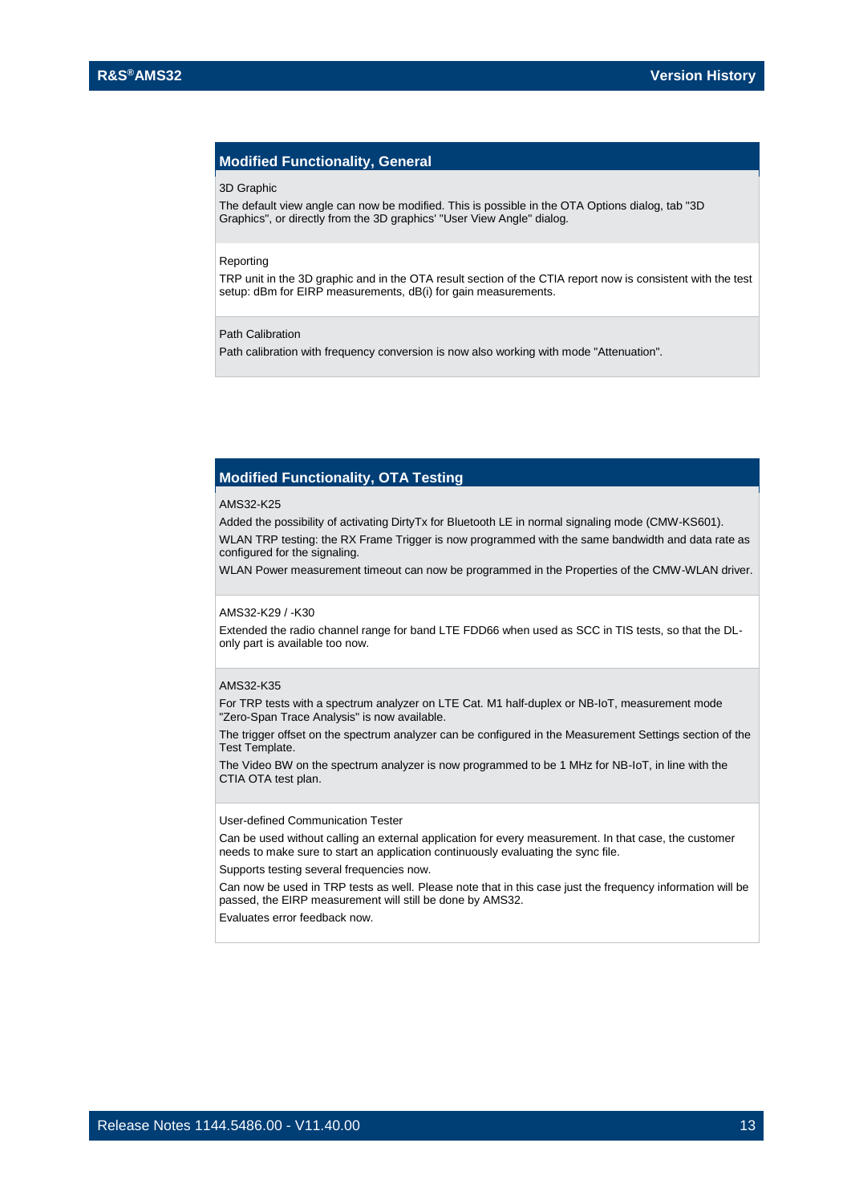## Modified Functionality, General

3D Graphic

The default view angle can now be modified. This is possible in the OTA Options dialog, tab "3D Graphics", or directly from the 3D graphics' "User View Angle" dialog.

Reporting

TRP unit in the 3D graphic and in the OTA result section of the CTIA report now is consistent with the test setup: dBm for EIRP measurements, dB(i) for gain measurements.

Path Calibration

Path calibration with frequency conversion is now also working with mode "Attenuation".

## Modified Functionality, OTA Testing

AMS32-K25

Added the possibility of activating DirtyTx for Bluetooth LE in normal signaling mode (CMW-KS601).

WLAN TRP testing: the RX Frame Trigger is now programmed with the same bandwidth and data rate as configured for the signaling.

WLAN Power measurement timeout can now be programmed in the Properties of the CMW-WLAN driver.

AMS32-K29 / -K30

Extended the radio channel range for band LTE FDD66 when used as SCC in TIS tests, so that the DL-only part is available too now.

AMS32-K35

For TRP tests with a spectrum analyzer on LTE Cat. M1 half-duplex or NB-IoT, measurement mode "Zero-Span Trace Analysis" is now available.

The trigger offset on the spectrum analyzer can be configured in the Measurement Settings section of the Test Template.

The Video BW on the spectrum analyzer is now programmed to be 1 MHz for NB-IoT, in line with the CTIA OTA test plan.

User-defined Communication Tester

Can be used without calling an external application for every measurement. In that case, the customer needs to make sure to start an application continuously evaluating the sync file.

Supports testing several frequencies now.

Can now be used in TRP tests as well. Please note that in this case just the frequency information will be passed, the EIRP measurement will still be done by AMS32.

Evaluates error feedback now.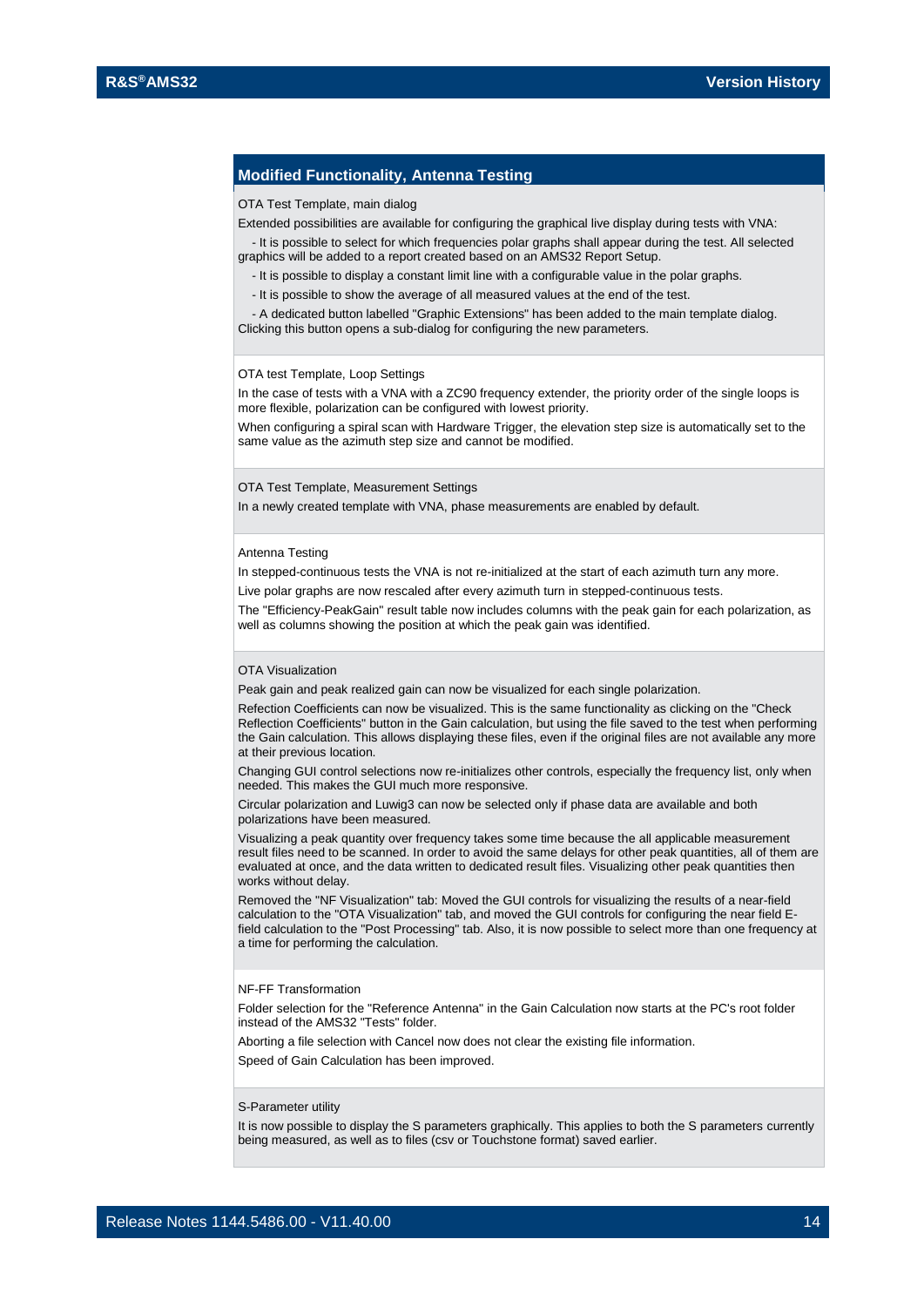## Modified Functionality, Antenna Testing

OTA Test Template, main dialog

Extended possibilities are available for configuring the graphical live display during tests with VNA:

- It is possible to select for which frequencies polar graphs shall appear during the test. All selected graphics will be added to a report created based on an AMS32 Report Setup.
- It is possible to display a constant limit line with a configurable value in the polar graphs.
- It is possible to show the average of all measured values at the end of the test.
- A dedicated button labelled "Graphic Extensions" has been added to the main template dialog. Clicking this button opens a sub-dialog for configuring the new parameters.

OTA test Template, Loop Settings

In the case of tests with a VNA with a ZC90 frequency extender, the priority order of the single loops is more flexible, polarization can be configured with lowest priority.

When configuring a spiral scan with Hardware Trigger, the elevation step size is automatically set to the same value as the azimuth step size and cannot be modified.

OTA Test Template, Measurement Settings

In a newly created template with VNA, phase measurements are enabled by default.

Antenna Testing

In stepped-continuous tests the VNA is not re-initialized at the start of each azimuth turn any more.

Live polar graphs are now rescaled after every azimuth turn in stepped-continuous tests.

The "Efficiency-PeakGain" result table now includes columns with the peak gain for each polarization, as well as columns showing the position at which the peak gain was identified.

OTA Visualization

Peak gain and peak realized gain can now be visualized for each single polarization.

Refection Coefficients can now be visualized. This is the same functionality as clicking on the "Check Reflection Coefficients" button in the Gain calculation, but using the file saved to the test when performing the Gain calculation. This allows displaying these files, even if the original files are not available any more at their previous location.

Changing GUI control selections now re-initializes other controls, especially the frequency list, only when needed. This makes the GUI much more responsive.

Circular polarization and Luwig3 can now be selected only if phase data are available and both polarizations have been measured.

Visualizing a peak quantity over frequency takes some time because the all applicable measurement result files need to be scanned. In order to avoid the same delays for other peak quantities, all of them are evaluated at once, and the data written to dedicated result files. Visualizing other peak quantities then works without delay.

Removed the "NF Visualization" tab: Moved the GUI controls for visualizing the results of a near-field calculation to the "OTA Visualization" tab, and moved the GUI controls for configuring the near field E-field calculation to the "Post Processing" tab. Also, it is now possible to select more than one frequency at a time for performing the calculation.

NF-FF Transformation

Folder selection for the "Reference Antenna" in the Gain Calculation now starts at the PC's root folder instead of the AMS32 "Tests" folder.

Aborting a file selection with Cancel now does not clear the existing file information.

Speed of Gain Calculation has been improved.

S-Parameter utility

It is now possible to display the S parameters graphically. This applies to both the S parameters currently being measured, as well as to files (csv or Touchstone format) saved earlier.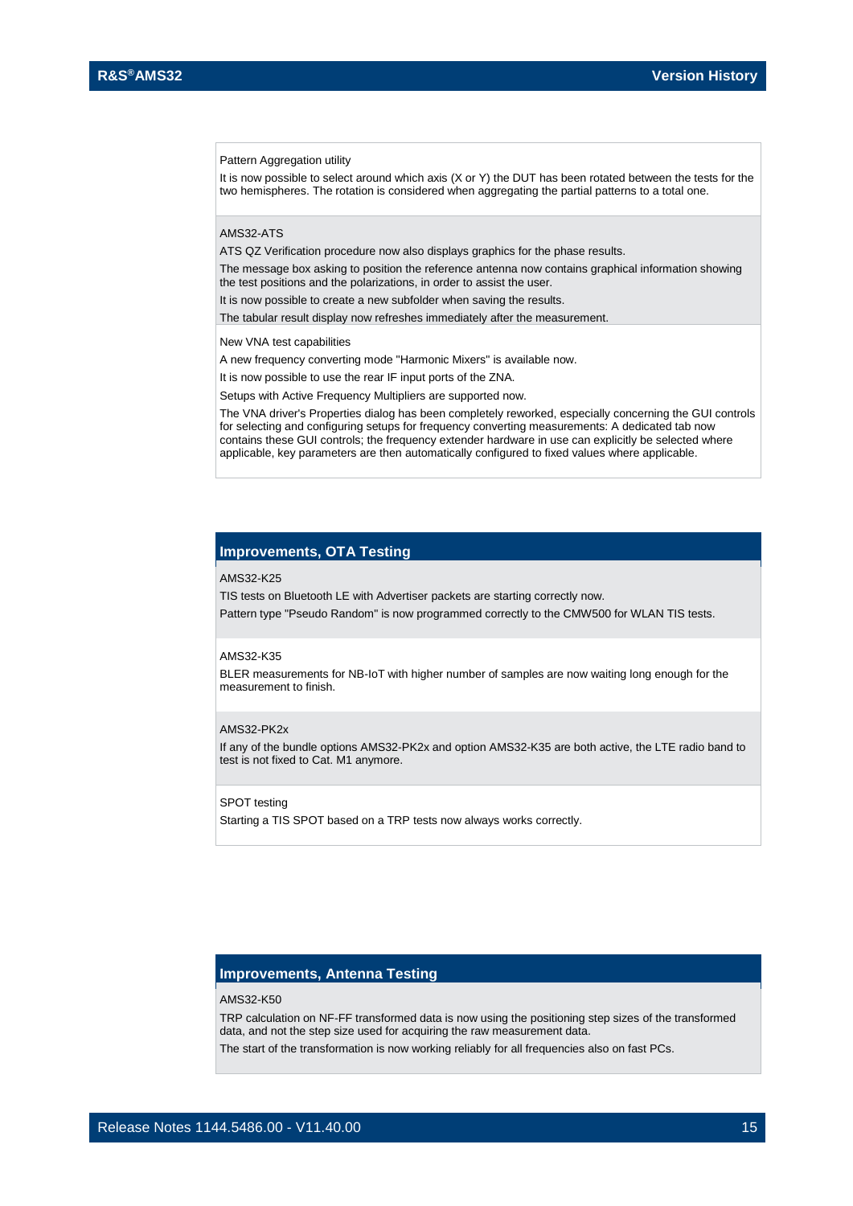Pattern Aggregation utility

It is now possible to select around which axis (X or Y) the DUT has been rotated between the tests for the two hemispheres. The rotation is considered when aggregating the partial patterns to a total one.

AMS32-ATS

ATS QZ Verification procedure now also displays graphics for the phase results.

The message box asking to position the reference antenna now contains graphical information showing the test positions and the polarizations, in order to assist the user.

It is now possible to create a new subfolder when saving the results.

The tabular result display now refreshes immediately after the measurement.

New VNA test capabilities

A new frequency converting mode "Harmonic Mixers" is available now.

It is now possible to use the rear IF input ports of the ZNA.

Setups with Active Frequency Multipliers are supported now.

The VNA driver's Properties dialog has been completely reworked, especially concerning the GUI controls for selecting and configuring setups for frequency converting measurements: A dedicated tab now contains these GUI controls; the frequency extender hardware in use can explicitly be selected where applicable, key parameters are then automatically configured to fixed values where applicable.

## Improvements, OTA Testing

AMS32-K25

TIS tests on Bluetooth LE with Advertiser packets are starting correctly now.

Pattern type "Pseudo Random" is now programmed correctly to the CMW500 for WLAN TIS tests.

AMS32-K35

BLER measurements for NB-IoT with higher number of samples are now waiting long enough for the measurement to finish.

AMS32-PK2x

If any of the bundle options AMS32-PK2x and option AMS32-K35 are both active, the LTE radio band to test is not fixed to Cat. M1 anymore.

SPOT testing

Starting a TIS SPOT based on a TRP tests now always works correctly.

## Improvements, Antenna Testing

AMS32-K50

TRP calculation on NF-FF transformed data is now using the positioning step sizes of the transformed data, and not the step size used for acquiring the raw measurement data.

The start of the transformation is now working reliably for all frequencies also on fast PCs.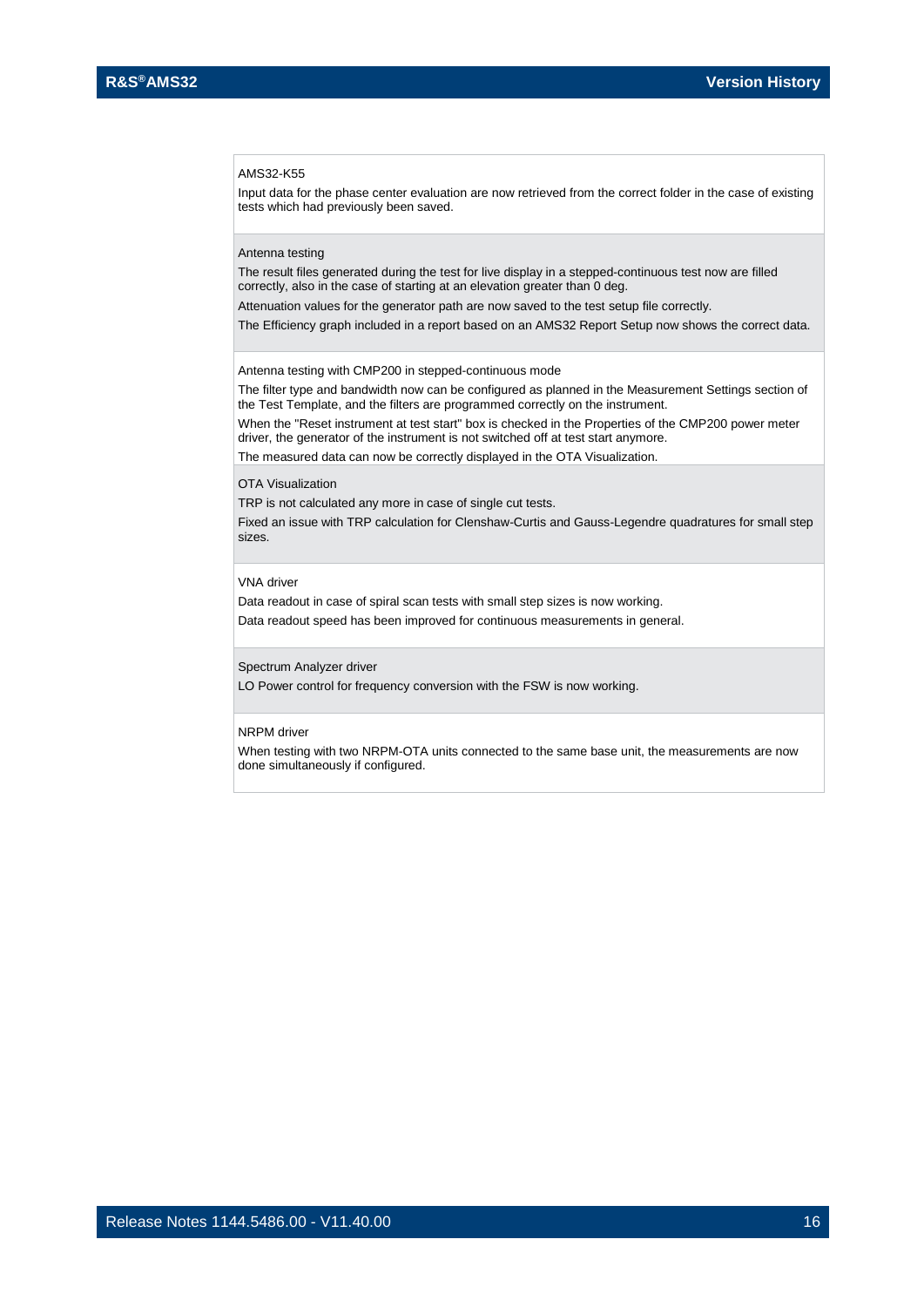AMS32-K55

Input data for the phase center evaluation are now retrieved from the correct folder in the case of existing tests which had previously been saved.

Antenna testing

The result files generated during the test for live display in a stepped-continuous test now are filled correctly, also in the case of starting at an elevation greater than 0 deg.

Attenuation values for the generator path are now saved to the test setup file correctly.

The Efficiency graph included in a report based on an AMS32 Report Setup now shows the correct data.

Antenna testing with CMP200 in stepped-continuous mode

The filter type and bandwidth now can be configured as planned in the Measurement Settings section of the Test Template, and the filters are programmed correctly on the instrument.

When the "Reset instrument at test start" box is checked in the Properties of the CMP200 power meter driver, the generator of the instrument is not switched off at test start anymore.

The measured data can now be correctly displayed in the OTA Visualization.

OTA Visualization

TRP is not calculated any more in case of single cut tests.

Fixed an issue with TRP calculation for Clenshaw-Curtis and Gauss-Legendre quadratures for small step sizes.

VNA driver

Data readout in case of spiral scan tests with small step sizes is now working.

Data readout speed has been improved for continuous measurements in general.

Spectrum Analyzer driver

LO Power control for frequency conversion with the FSW is now working.

NRPM driver

When testing with two NRPM-OTA units connected to the same base unit, the measurements are now done simultaneously if configured.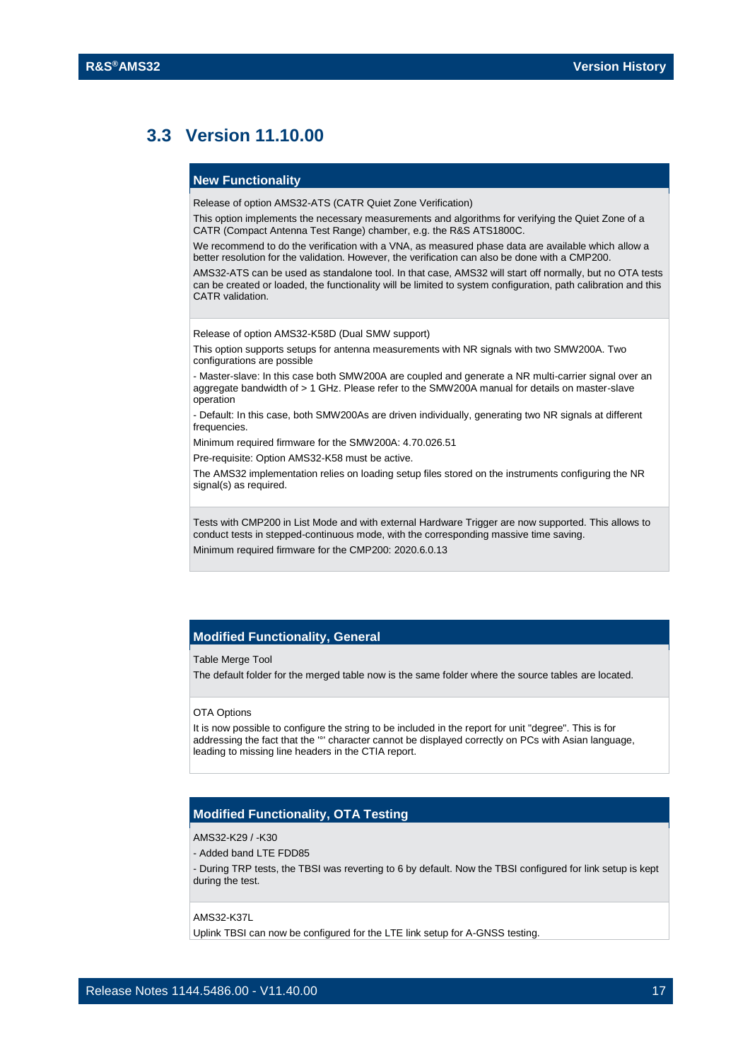## 3.3 Version 11.10.00

### New Functionality

Release of option AMS32-ATS (CATR Quiet Zone Verification)

This option implements the necessary measurements and algorithms for verifying the Quiet Zone of a CATR (Compact Antenna Test Range) chamber, e.g. the R&S ATS1800C.

We recommend to do the verification with a VNA, as measured phase data are available which allow a better resolution for the validation. However, the verification can also be done with a CMP200.

AMS32-ATS can be used as standalone tool. In that case, AMS32 will start off normally, but no OTA tests can be created or loaded, the functionality will be limited to system configuration, path calibration and this CATR validation.

Release of option AMS32-K58D (Dual SMW support)

This option supports setups for antenna measurements with NR signals with two SMW200A. Two configurations are possible

- Master-slave: In this case both SMW200A are coupled and generate a NR multi-carrier signal over an aggregate bandwidth of > 1 GHz. Please refer to the SMW200A manual for details on master-slave operation

- Default: In this case, both SMW200As are driven individually, generating two NR signals at different frequencies.

Minimum required firmware for the SMW200A: 4.70.026.51

Pre-requisite: Option AMS32-K58 must be active.

The AMS32 implementation relies on loading setup files stored on the instruments configuring the NR signal(s) as required.

Tests with CMP200 in List Mode and with external Hardware Trigger are now supported. This allows to conduct tests in stepped-continuous mode, with the corresponding massive time saving.

Minimum required firmware for the CMP200: 2020.6.0.13

### Modified Functionality, General

Table Merge Tool

The default folder for the merged table now is the same folder where the source tables are located.

OTA Options

It is now possible to configure the string to be included in the report for unit "degree". This is for addressing the fact that the '°' character cannot be displayed correctly on PCs with Asian language, leading to missing line headers in the CTIA report.

### Modified Functionality, OTA Testing

AMS32-K29 / -K30

- Added band LTE FDD85

- During TRP tests, the TBSI was reverting to 6 by default. Now the TBSI configured for link setup is kept during the test.

AMS32-K37L

Uplink TBSI can now be configured for the LTE link setup for A-GNSS testing.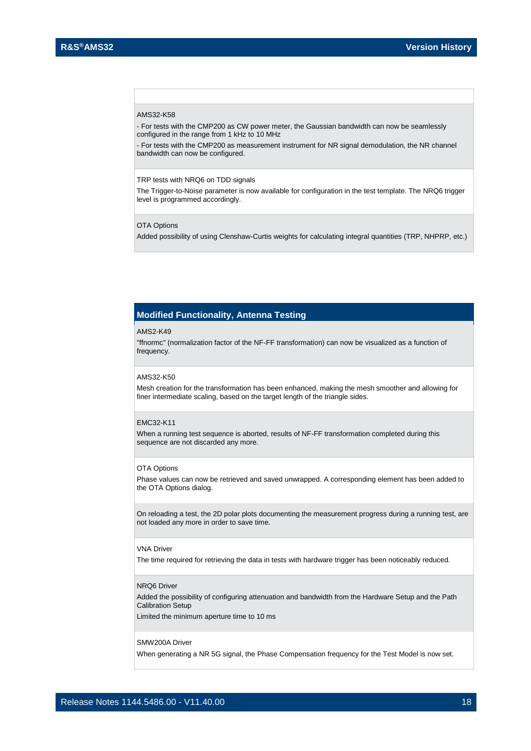AMS32-K58

- For tests with the CMP200 as CW power meter, the Gaussian bandwidth can now be seamlessly configured in the range from 1 kHz to 10 MHz
- For tests with the CMP200 as measurement instrument for NR signal demodulation, the NR channel bandwidth can now be configured.

TRP tests with NRQ6 on TDD signals

The Trigger-to-Noise parameter is now available for configuration in the test template. The NRQ6 trigger level is programmed accordingly.

OTA Options

Added possibility of using Clenshaw-Curtis weights for calculating integral quantities (TRP, NHPRP, etc.)

## Modified Functionality, Antenna Testing

AMS2-K49

"ffnormc" (normalization factor of the NF-FF transformation) can now be visualized as a function of frequency.

AMS32-K50

Mesh creation for the transformation has been enhanced, making the mesh smoother and allowing for finer intermediate scaling, based on the target length of the triangle sides.

EMC32-K11

When a running test sequence is aborted, results of NF-FF transformation completed during this sequence are not discarded any more.

OTA Options

Phase values can now be retrieved and saved unwrapped. A corresponding element has been added to the OTA Options dialog.

On reloading a test, the 2D polar plots documenting the measurement progress during a running test, are not loaded any more in order to save time.

VNA Driver

The time required for retrieving the data in tests with hardware trigger has been noticeably reduced.

NRQ6 Driver

Added the possibility of configuring attenuation and bandwidth from the Hardware Setup and the Path Calibration Setup

Limited the minimum aperture time to 10 ms

SMW200A Driver

When generating a NR 5G signal, the Phase Compensation frequency for the Test Model is now set.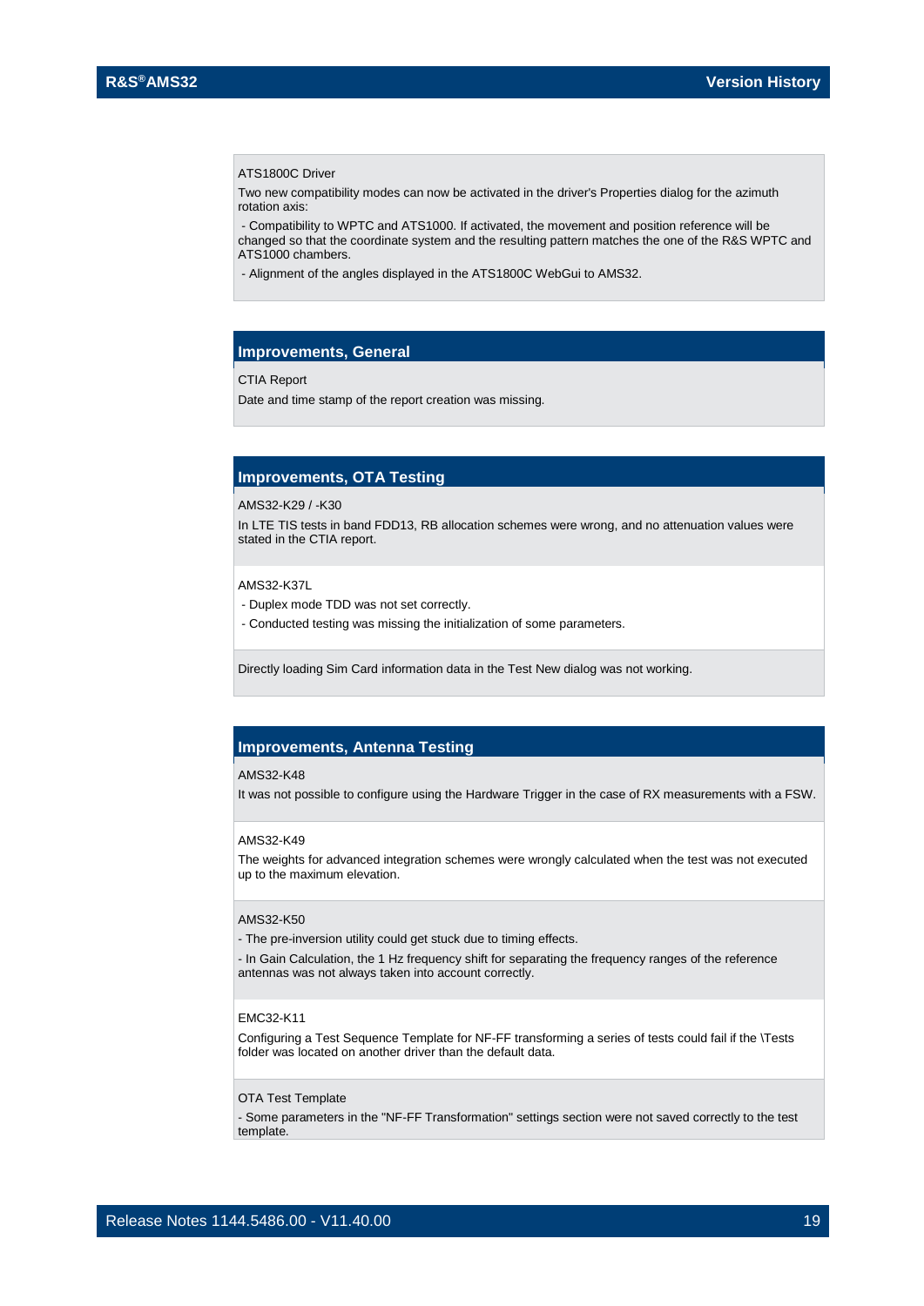ATS1800C Driver

Two new compatibility modes can now be activated in the driver's Properties dialog for the azimuth rotation axis:

- Compatibility to WPTC and ATS1000. If activated, the movement and position reference will be changed so that the coordinate system and the resulting pattern matches the one of the R&S WPTC and ATS1000 chambers.
- Alignment of the angles displayed in the ATS1800C WebGui to AMS32.

## Improvements, General

CTIA Report

Date and time stamp of the report creation was missing.

## Improvements, OTA Testing

AMS32-K29 / -K30

In LTE TIS tests in band FDD13, RB allocation schemes were wrong, and no attenuation values were stated in the CTIA report.

AMS32-K37L

- Duplex mode TDD was not set correctly.
- Conducted testing was missing the initialization of some parameters.

Directly loading Sim Card information data in the Test New dialog was not working.

## Improvements, Antenna Testing

AMS32-K48

It was not possible to configure using the Hardware Trigger in the case of RX measurements with a FSW.

AMS32-K49

The weights for advanced integration schemes were wrongly calculated when the test was not executed up to the maximum elevation.

AMS32-K50

- The pre-inversion utility could get stuck due to timing effects.
- In Gain Calculation, the 1 Hz frequency shift for separating the frequency ranges of the reference antennas was not always taken into account correctly.

EMC32-K11

Configuring a Test Sequence Template for NF-FF transforming a series of tests could fail if the \Tests folder was located on another driver than the default data.

OTA Test Template

- Some parameters in the "NF-FF Transformation" settings section were not saved correctly to the test template.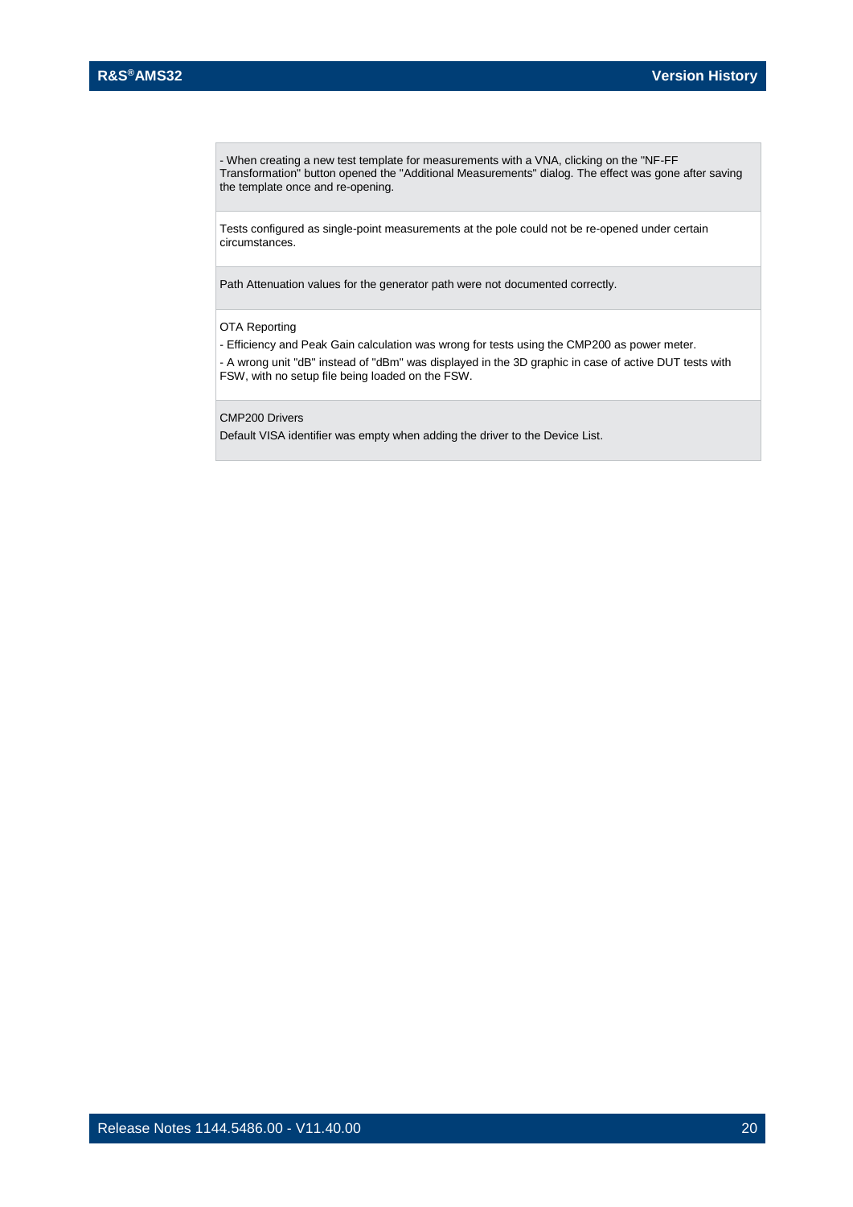- When creating a new test template for measurements with a VNA, clicking on the "NF-FF Transformation" button opened the "Additional Measurements" dialog. The effect was gone after saving the template once and re-opening.

Tests configured as single-point measurements at the pole could not be re-opened under certain circumstances.

Path Attenuation values for the generator path were not documented correctly.

OTA Reporting

- Efficiency and Peak Gain calculation was wrong for tests using the CMP200 as power meter.
- A wrong unit "dB" instead of "dBm" was displayed in the 3D graphic in case of active DUT tests with FSW, with no setup file being loaded on the FSW.

CMP200 Drivers

Default VISA identifier was empty when adding the driver to the Device List.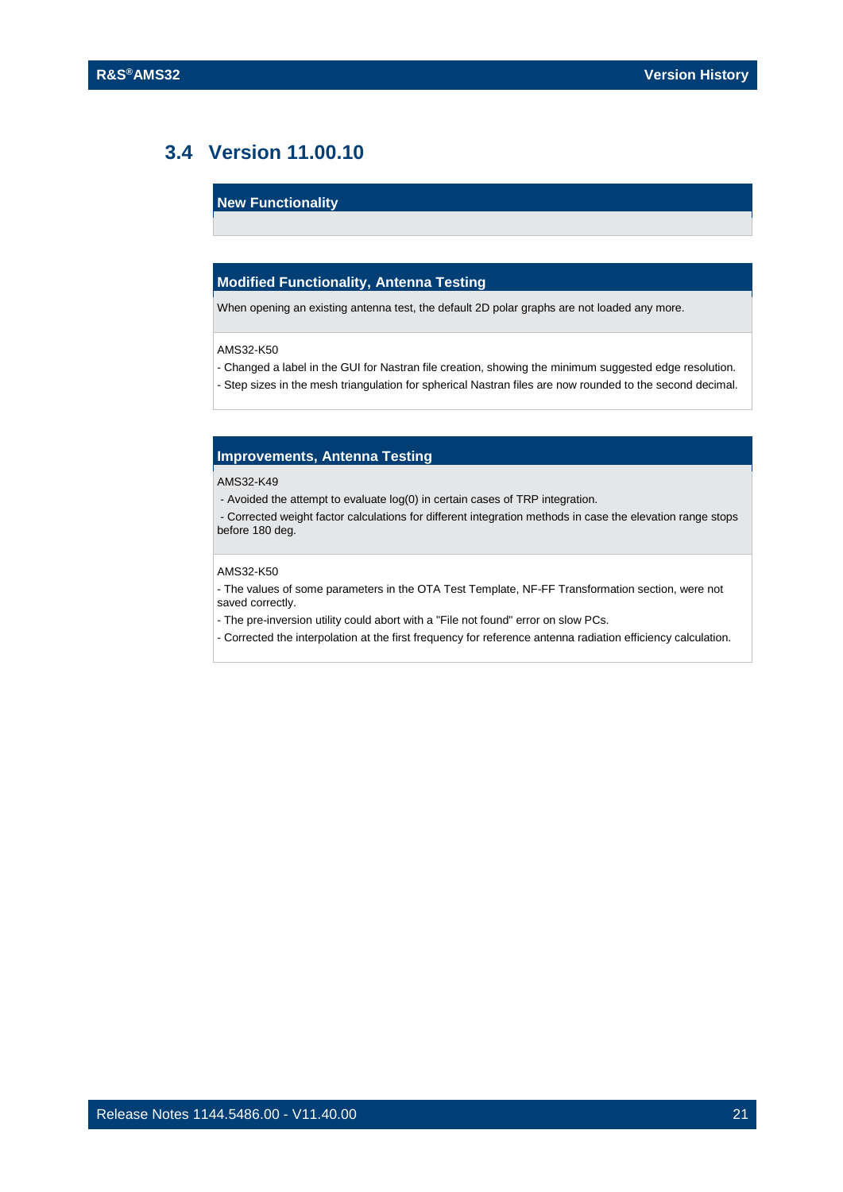## 3.4 Version 11.00.10

| New Functionality |
| --- |
| |

| Modified Functionality, Antenna Testing |
| --- |
| When opening an existing antenna test, the default 2D polar graphs are not loaded any more. |
| AMS32-K50<br>- Changed a label in the GUI for Nastran file creation, showing the minimum suggested edge resolution.<br>- Step sizes in the mesh triangulation for spherical Nastran files are now rounded to the second decimal. |

| Improvements, Antenna Testing |
| --- |
| AMS32-K49<br>- Avoided the attempt to evaluate log(0) in certain cases of TRP integration.<br>- Corrected weight factor calculations for different integration methods in case the elevation range stops before 180 deg. |
| AMS32-K50<br>- The values of some parameters in the OTA Test Template, NF-FF Transformation section, were not saved correctly.<br>- The pre-inversion utility could abort with a "File not found" error on slow PCs.<br>- Corrected the interpolation at the first frequency for reference antenna radiation efficiency calculation. |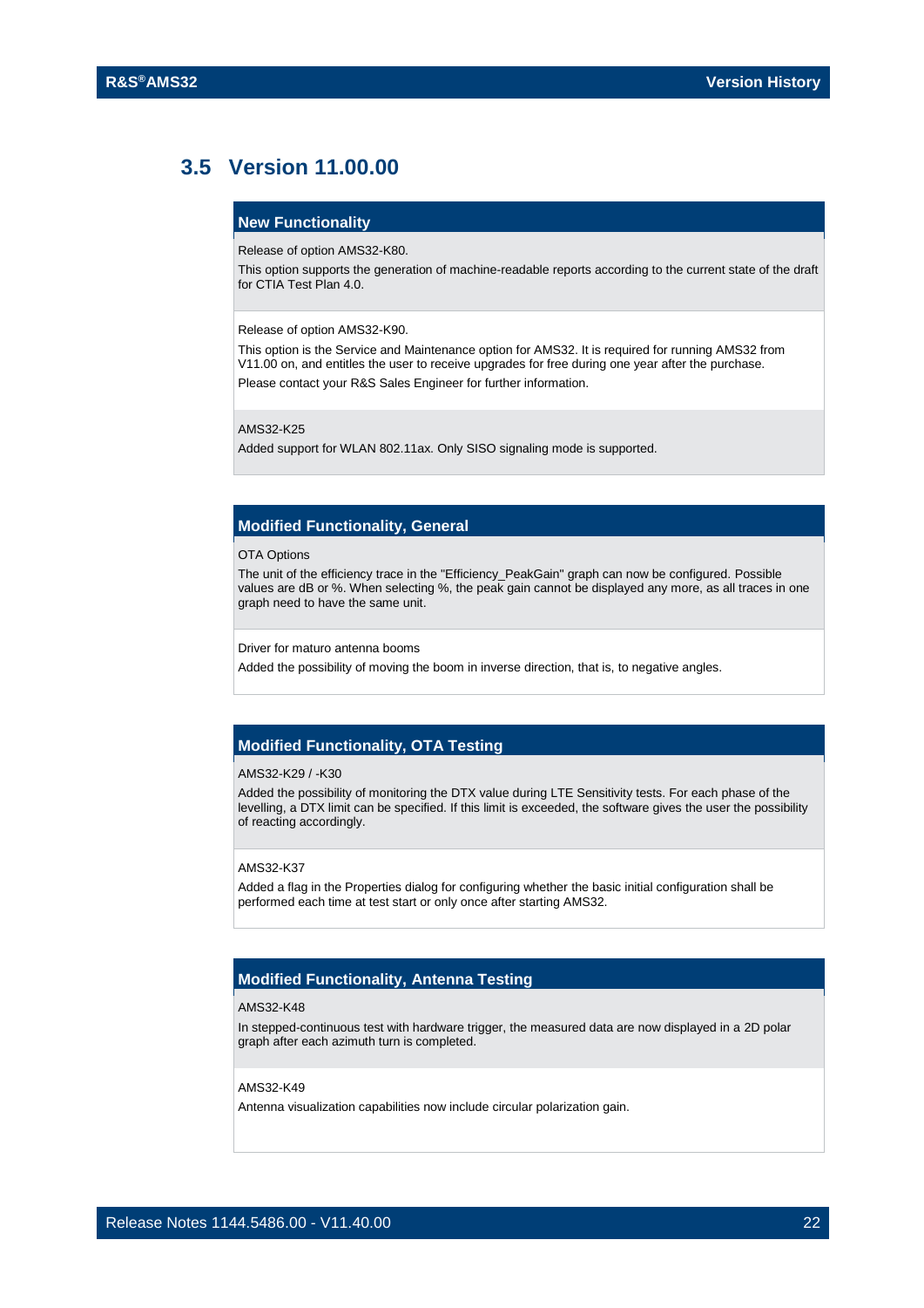## 3.5 Version 11.00.00

### New Functionality

Release of option AMS32-K80.

This option supports the generation of machine-readable reports according to the current state of the draft for CTIA Test Plan 4.0.

Release of option AMS32-K90.

This option is the Service and Maintenance option for AMS32. It is required for running AMS32 from V11.00 on, and entitles the user to receive upgrades for free during one year after the purchase.

Please contact your R&S Sales Engineer for further information.

AMS32-K25

Added support for WLAN 802.11ax. Only SISO signaling mode is supported.

### Modified Functionality, General

OTA Options

The unit of the efficiency trace in the "Efficiency_PeakGain" graph can now be configured. Possible values are dB or %. When selecting %, the peak gain cannot be displayed any more, as all traces in one graph need to have the same unit.

Driver for maturo antenna booms

Added the possibility of moving the boom in inverse direction, that is, to negative angles.

### Modified Functionality, OTA Testing

AMS32-K29 / -K30

Added the possibility of monitoring the DTX value during LTE Sensitivity tests. For each phase of the levelling, a DTX limit can be specified. If this limit is exceeded, the software gives the user the possibility of reacting accordingly.

AMS32-K37

Added a flag in the Properties dialog for configuring whether the basic initial configuration shall be performed each time at test start or only once after starting AMS32.

### Modified Functionality, Antenna Testing

AMS32-K48

In stepped-continuous test with hardware trigger, the measured data are now displayed in a 2D polar graph after each azimuth turn is completed.

AMS32-K49

Antenna visualization capabilities now include circular polarization gain.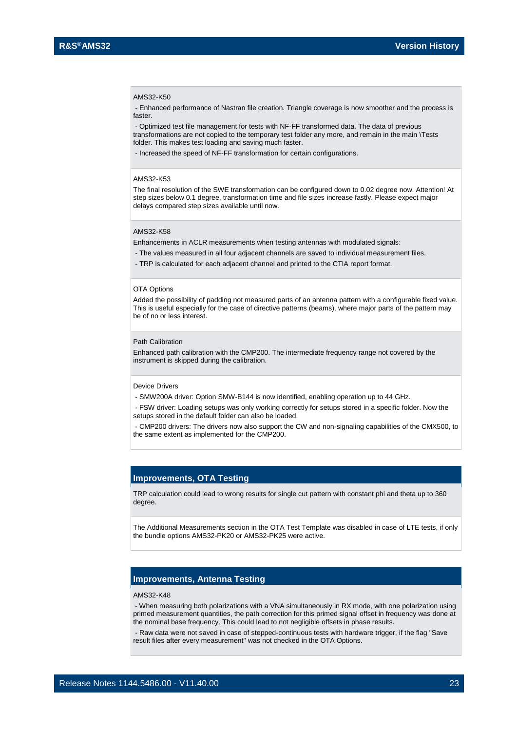AMS32-K50

- Enhanced performance of Nastran file creation. Triangle coverage is now smoother and the process is faster.
- Optimized test file management for tests with NF-FF transformed data. The data of previous transformations are not copied to the temporary test folder any more, and remain in the main \Tests folder. This makes test loading and saving much faster.
- Increased the speed of NF-FF transformation for certain configurations.

AMS32-K53

The final resolution of the SWE transformation can be configured down to 0.02 degree now. Attention! At step sizes below 0.1 degree, transformation time and file sizes increase fastly. Please expect major delays compared step sizes available until now.

AMS32-K58

Enhancements in ACLR measurements when testing antennas with modulated signals:

- The values measured in all four adjacent channels are saved to individual measurement files.
- TRP is calculated for each adjacent channel and printed to the CTIA report format.

OTA Options

Added the possibility of padding not measured parts of an antenna pattern with a configurable fixed value. This is useful especially for the case of directive patterns (beams), where major parts of the pattern may be of no or less interest.

Path Calibration

Enhanced path calibration with the CMP200. The intermediate frequency range not covered by the instrument is skipped during the calibration.

Device Drivers

- SMW200A driver: Option SMW-B144 is now identified, enabling operation up to 44 GHz.
- FSW driver: Loading setups was only working correctly for setups stored in a specific folder. Now the setups stored in the default folder can also be loaded.
- CMP200 drivers: The drivers now also support the CW and non-signaling capabilities of the CMX500, to the same extent as implemented for the CMP200.

## Improvements, OTA Testing

TRP calculation could lead to wrong results for single cut pattern with constant phi and theta up to 360 degree.

The Additional Measurements section in the OTA Test Template was disabled in case of LTE tests, if only the bundle options AMS32-PK20 or AMS32-PK25 were active.

## Improvements, Antenna Testing

AMS32-K48

- When measuring both polarizations with a VNA simultaneously in RX mode, with one polarization using primed measurement quantities, the path correction for this primed signal offset in frequency was done at the nominal base frequency. This could lead to not negligible offsets in phase results.
- Raw data were not saved in case of stepped-continuous tests with hardware trigger, if the flag "Save result files after every measurement" was not checked in the OTA Options.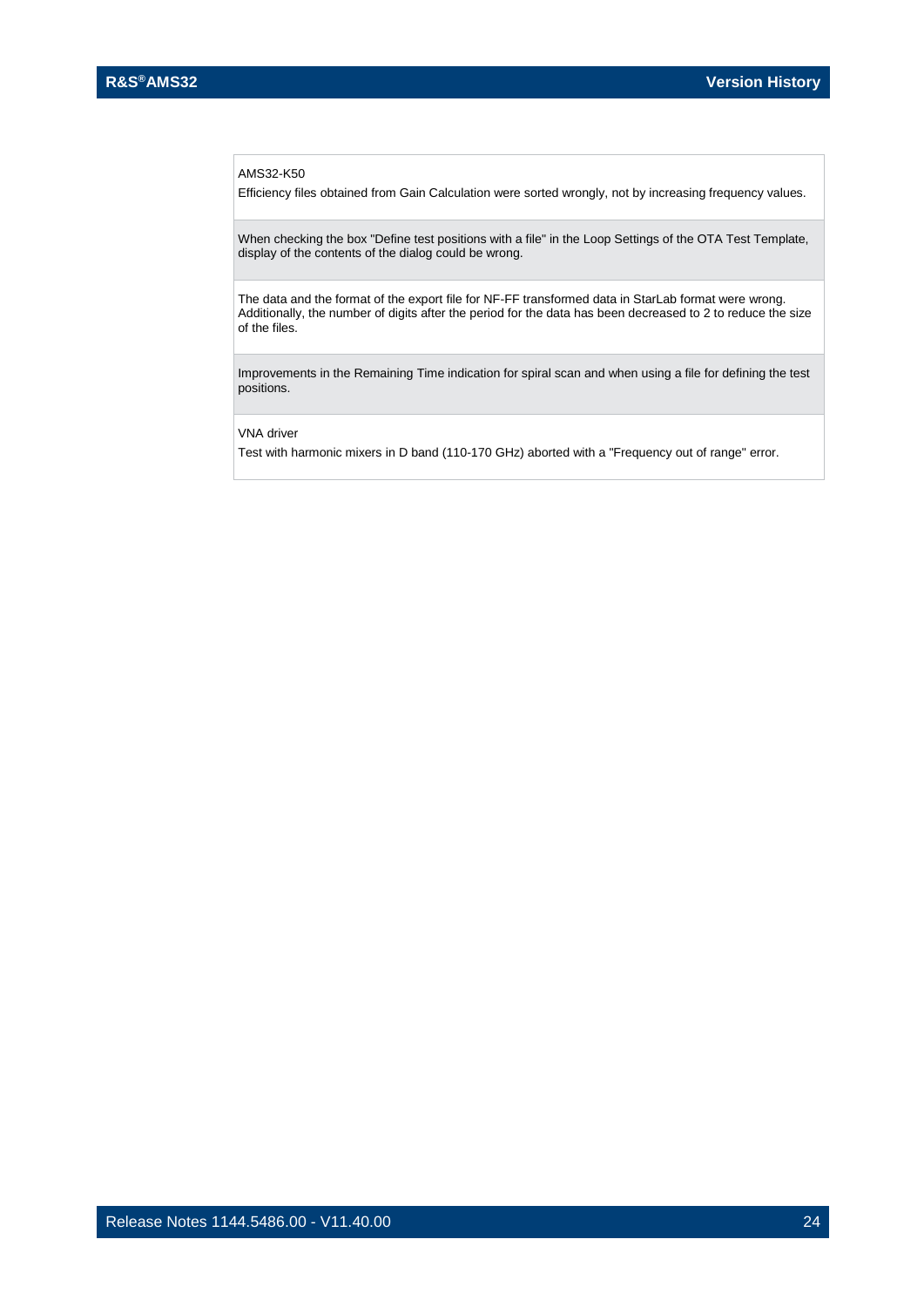AMS32-K50

Efficiency files obtained from Gain Calculation were sorted wrongly, not by increasing frequency values.

When checking the box "Define test positions with a file" in the Loop Settings of the OTA Test Template, display of the contents of the dialog could be wrong.

The data and the format of the export file for NF-FF transformed data in StarLab format were wrong. Additionally, the number of digits after the period for the data has been decreased to 2 to reduce the size of the files.

Improvements in the Remaining Time indication for spiral scan and when using a file for defining the test positions.

VNA driver

Test with harmonic mixers in D band (110-170 GHz) aborted with a "Frequency out of range" error.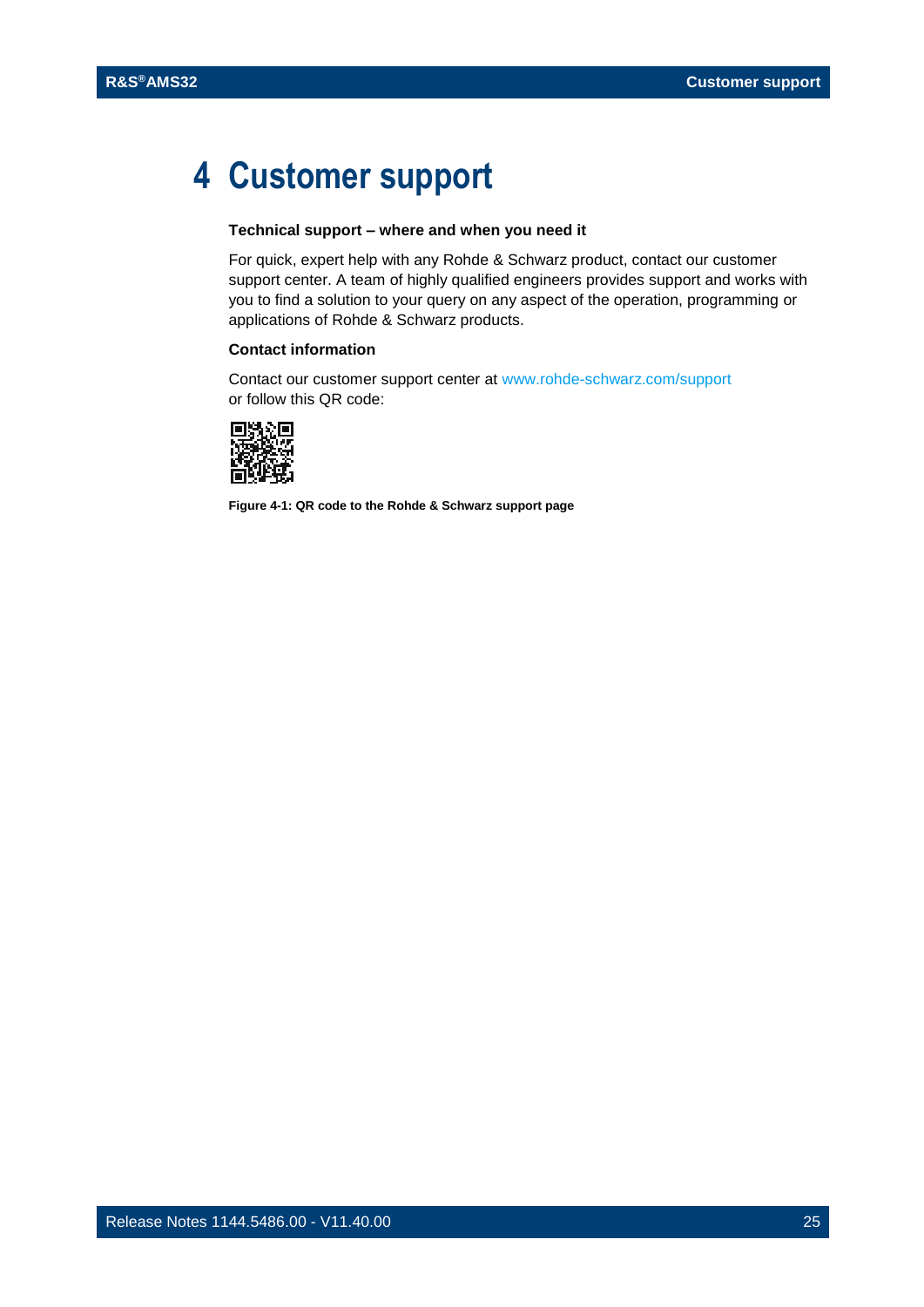# 4 Customer support

**Technical support – where and when you need it**

For quick, expert help with any Rohde & Schwarz product, contact our customer support center. A team of highly qualified engineers provides support and works with you to find a solution to your query on any aspect of the operation, programming or applications of Rohde & Schwarz products.

**Contact information**

Contact our customer support center at www.rohde-schwarz.com/support or follow this QR code:

**Figure 4-1: QR code to the Rohde & Schwarz support page**